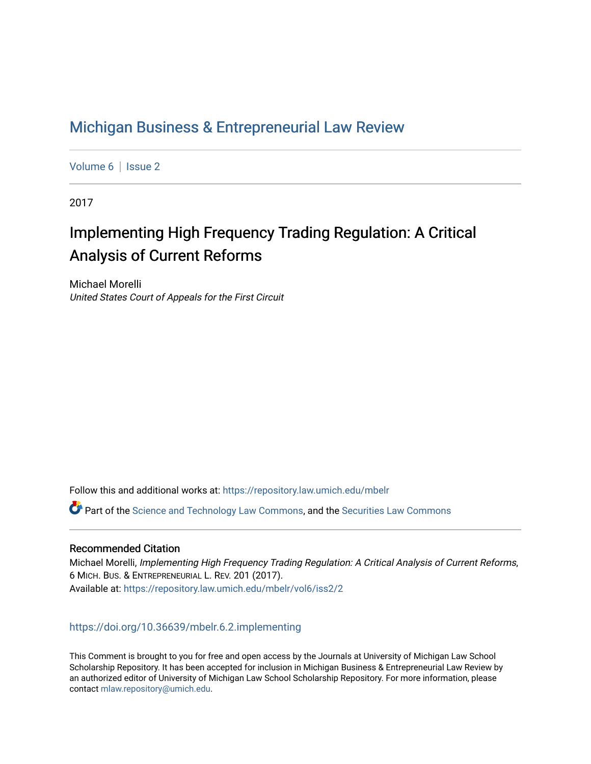# Michigan Business & Entrepreneurial Law Review

Volume 6 | Issue 2

2017

## Implementing High Frequency Trading Regulation: A Critical Analysis of Current Reforms

Michael Morelli
*United States Court of Appeals for the First Circuit*

Follow this and additional works at: https://repository.law.umich.edu/mbelr

Part of the Science and Technology Law Commons, and the Securities Law Commons

### Recommended Citation

Michael Morelli, *Implementing High Frequency Trading Regulation: A Critical Analysis of Current Reforms*, 6 MICH. BUS. & ENTREPRENEURIAL L. REV. 201 (2017).
Available at: https://repository.law.umich.edu/mbelr/vol6/iss2/2

https://doi.org/10.36639/mbelr.6.2.implementing

This Comment is brought to you for free and open access by the Journals at University of Michigan Law School Scholarship Repository. It has been accepted for inclusion in Michigan Business & Entrepreneurial Law Review by an authorized editor of University of Michigan Law School Scholarship Repository. For more information, please contact mlaw.repository@umich.edu.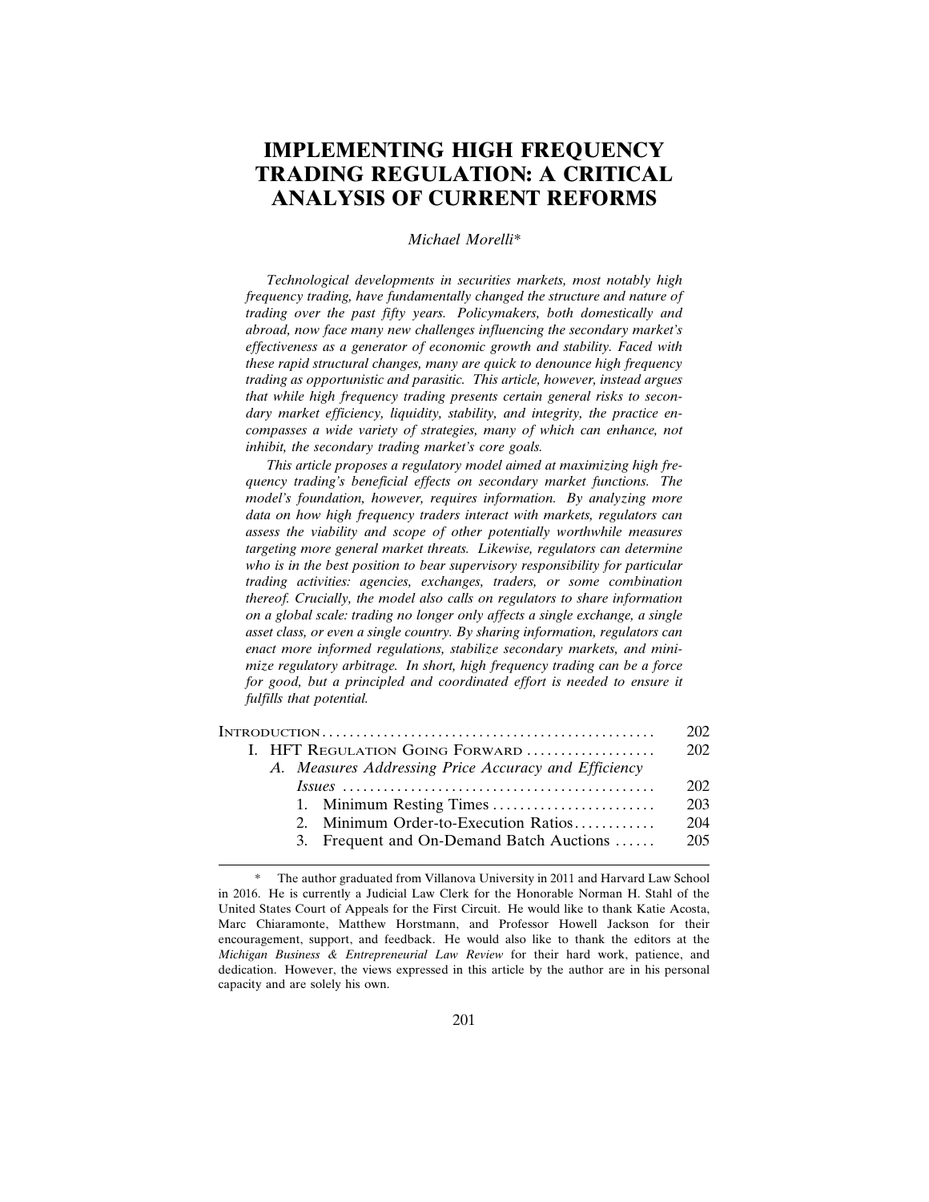# IMPLEMENTING HIGH FREQUENCY TRADING REGULATION: A CRITICAL ANALYSIS OF CURRENT REFORMS

*Michael Morelli**

*Technological developments in securities markets, most notably high frequency trading, have fundamentally changed the structure and nature of trading over the past fifty years. Policymakers, both domestically and abroad, now face many new challenges influencing the secondary market's effectiveness as a generator of economic growth and stability. Faced with these rapid structural changes, many are quick to denounce high frequency trading as opportunistic and parasitic. This article, however, instead argues that while high frequency trading presents certain general risks to secondary market efficiency, liquidity, stability, and integrity, the practice encompasses a wide variety of strategies, many of which can enhance, not inhibit, the secondary trading market's core goals.*

*This article proposes a regulatory model aimed at maximizing high frequency trading's beneficial effects on secondary market functions. The model's foundation, however, requires information. By analyzing more data on how high frequency traders interact with markets, regulators can assess the viability and scope of other potentially worthwhile measures targeting more general market threats. Likewise, regulators can determine who is in the best position to bear supervisory responsibility for particular trading activities: agencies, exchanges, traders, or some combination thereof. Crucially, the model also calls on regulators to share information on a global scale: trading no longer only affects a single exchange, a single asset class, or even a single country. By sharing information, regulators can enact more informed regulations, stabilize secondary markets, and minimize regulatory arbitrage. In short, high frequency trading can be a force for good, but a principled and coordinated effort is needed to ensure it fulfills that potential.*

| | |
|---|---|
| INTRODUCTION | 202 |
| I. HFT REGULATION GOING FORWARD | 202 |
| A. *Measures Addressing Price Accuracy and Efficiency Issues* | 202 |
| 1. Minimum Resting Times | 203 |
| 2. Minimum Order-to-Execution Ratios | 204 |
| 3. Frequent and On-Demand Batch Auctions | 205 |

\* The author graduated from Villanova University in 2011 and Harvard Law School in 2016. He is currently a Judicial Law Clerk for the Honorable Norman H. Stahl of the United States Court of Appeals for the First Circuit. He would like to thank Katie Acosta, Marc Chiaramonte, Matthew Horstmann, and Professor Howell Jackson for their encouragement, support, and feedback. He would also like to thank the editors at the *Michigan Business & Entrepreneurial Law Review* for their hard work, patience, and dedication. However, the views expressed in this article by the author are in his personal capacity and are solely his own.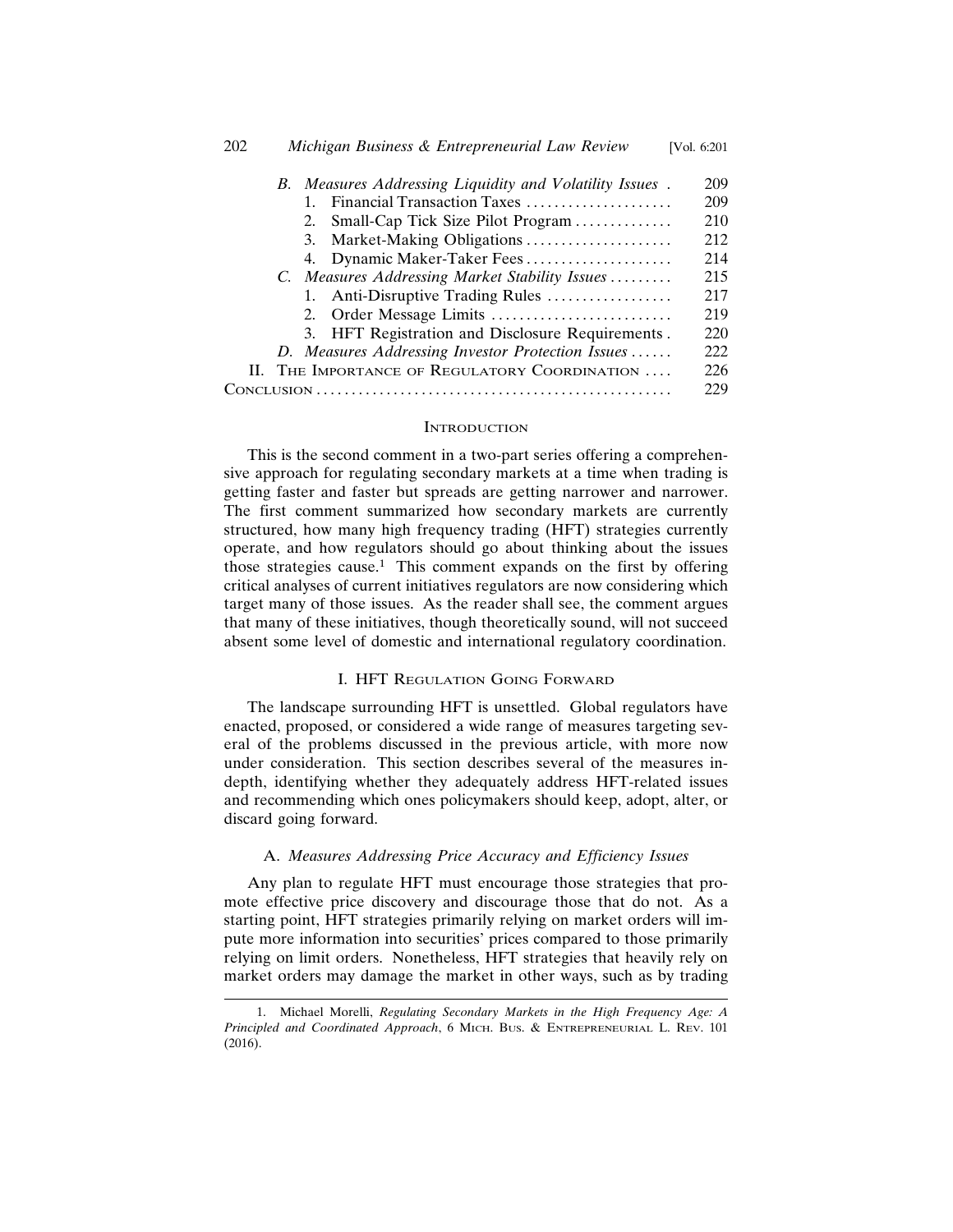| | |
|---|---|
| *B. Measures Addressing Liquidity and Volatility Issues* | 209 |
| 1. Financial Transaction Taxes | 209 |
| 2. Small-Cap Tick Size Pilot Program | 210 |
| 3. Market-Making Obligations | 212 |
| 4. Dynamic Maker-Taker Fees | 214 |
| *C. Measures Addressing Market Stability Issues* | 215 |
| 1. Anti-Disruptive Trading Rules | 217 |
| 2. Order Message Limits | 219 |
| 3. HFT Registration and Disclosure Requirements | 220 |
| *D. Measures Addressing Investor Protection Issues* | 222 |
| II. The Importance of Regulatory Coordination | 226 |
| Conclusion | 229 |

## Introduction

This is the second comment in a two-part series offering a comprehensive approach for regulating secondary markets at a time when trading is getting faster and faster but spreads are getting narrower and narrower. The first comment summarized how secondary markets are currently structured, how many high frequency trading (HFT) strategies currently operate, and how regulators should go about thinking about the issues those strategies cause.[1] This comment expands on the first by offering critical analyses of current initiatives regulators are now considering which target many of those issues. As the reader shall see, the comment argues that many of these initiatives, though theoretically sound, will not succeed absent some level of domestic and international regulatory coordination.

## I. HFT Regulation Going Forward

The landscape surrounding HFT is unsettled. Global regulators have enacted, proposed, or considered a wide range of measures targeting several of the problems discussed in the previous article, with more now under consideration. This section describes several of the measures in-depth, identifying whether they adequately address HFT-related issues and recommending which ones policymakers should keep, adopt, alter, or discard going forward.

### A. *Measures Addressing Price Accuracy and Efficiency Issues*

Any plan to regulate HFT must encourage those strategies that promote effective price discovery and discourage those that do not. As a starting point, HFT strategies primarily relying on market orders will impute more information into securities' prices compared to those primarily relying on limit orders. Nonetheless, HFT strategies that heavily rely on market orders may damage the market in other ways, such as by trading

---

1. Michael Morelli, *Regulating Secondary Markets in the High Frequency Age: A Principled and Coordinated Approach*, 6 Mich. Bus. & Entrepreneurial L. Rev. 101 (2016).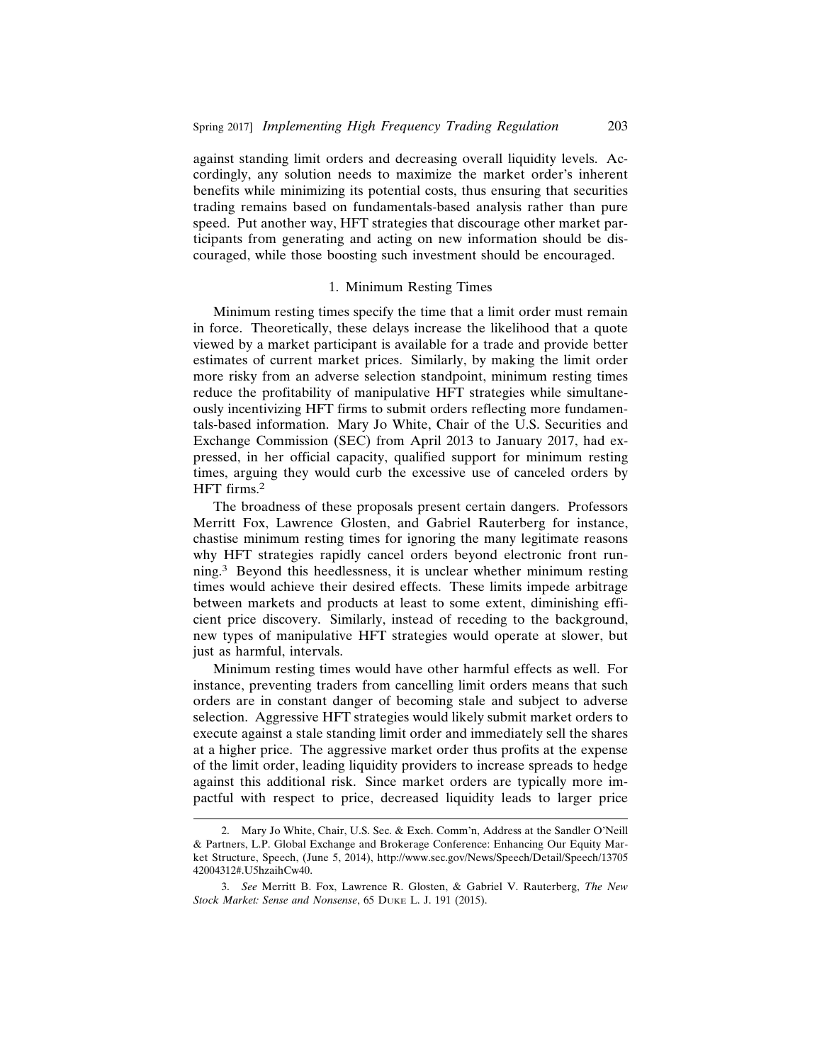against standing limit orders and decreasing overall liquidity levels. Accordingly, any solution needs to maximize the market order's inherent benefits while minimizing its potential costs, thus ensuring that securities trading remains based on fundamentals-based analysis rather than pure speed. Put another way, HFT strategies that discourage other market participants from generating and acting on new information should be discouraged, while those boosting such investment should be encouraged.

### 1. Minimum Resting Times

Minimum resting times specify the time that a limit order must remain in force. Theoretically, these delays increase the likelihood that a quote viewed by a market participant is available for a trade and provide better estimates of current market prices. Similarly, by making the limit order more risky from an adverse selection standpoint, minimum resting times reduce the profitability of manipulative HFT strategies while simultaneously incentivizing HFT firms to submit orders reflecting more fundamentals-based information. Mary Jo White, Chair of the U.S. Securities and Exchange Commission (SEC) from April 2013 to January 2017, had expressed, in her official capacity, qualified support for minimum resting times, arguing they would curb the excessive use of canceled orders by HFT firms.[2]

The broadness of these proposals present certain dangers. Professors Merritt Fox, Lawrence Glosten, and Gabriel Rauterberg for instance, chastise minimum resting times for ignoring the many legitimate reasons why HFT strategies rapidly cancel orders beyond electronic front running.[3] Beyond this heedlessness, it is unclear whether minimum resting times would achieve their desired effects. These limits impede arbitrage between markets and products at least to some extent, diminishing efficient price discovery. Similarly, instead of receding to the background, new types of manipulative HFT strategies would operate at slower, but just as harmful, intervals.

Minimum resting times would have other harmful effects as well. For instance, preventing traders from cancelling limit orders means that such orders are in constant danger of becoming stale and subject to adverse selection. Aggressive HFT strategies would likely submit market orders to execute against a stale standing limit order and immediately sell the shares at a higher price. The aggressive market order thus profits at the expense of the limit order, leading liquidity providers to increase spreads to hedge against this additional risk. Since market orders are typically more impactful with respect to price, decreased liquidity leads to larger price

---

2. Mary Jo White, Chair, U.S. Sec. & Exch. Comm'n, Address at the Sandler O'Neill & Partners, L.P. Global Exchange and Brokerage Conference: Enhancing Our Equity Market Structure, Speech, (June 5, 2014), http://www.sec.gov/News/Speech/Detail/Speech/1370542004312#.U5hzaihCw40.

3. *See* Merritt B. Fox, Lawrence R. Glosten, & Gabriel V. Rauterberg, *The New Stock Market: Sense and Nonsense*, 65 Duke L. J. 191 (2015).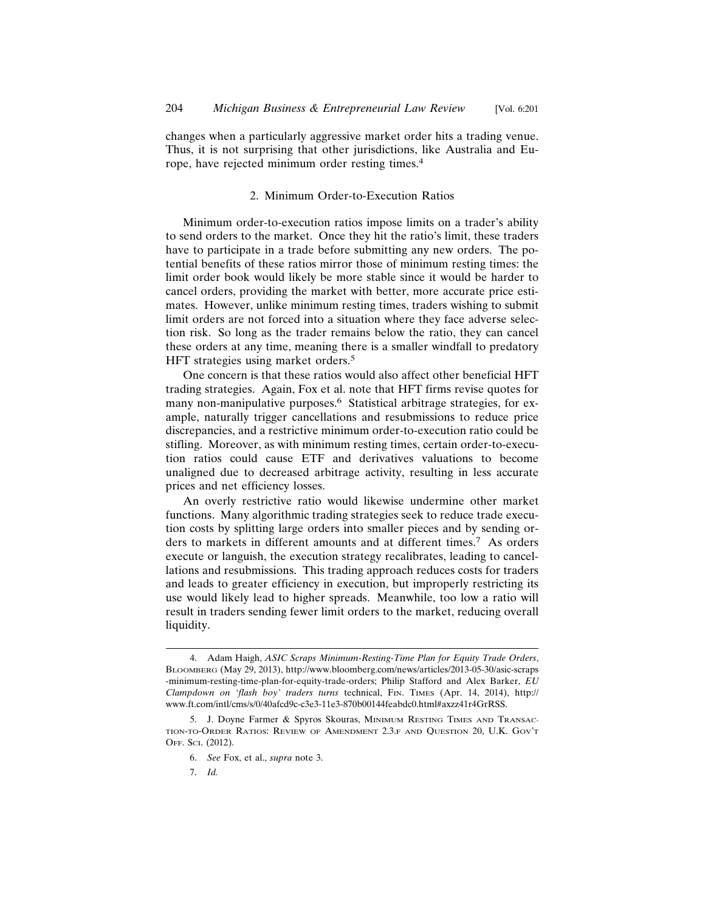changes when a particularly aggressive market order hits a trading venue. Thus, it is not surprising that other jurisdictions, like Australia and Europe, have rejected minimum order resting times.[4]

### 2. Minimum Order-to-Execution Ratios

Minimum order-to-execution ratios impose limits on a trader's ability to send orders to the market. Once they hit the ratio's limit, these traders have to participate in a trade before submitting any new orders. The potential benefits of these ratios mirror those of minimum resting times: the limit order book would likely be more stable since it would be harder to cancel orders, providing the market with better, more accurate price estimates. However, unlike minimum resting times, traders wishing to submit limit orders are not forced into a situation where they face adverse selection risk. So long as the trader remains below the ratio, they can cancel these orders at any time, meaning there is a smaller windfall to predatory HFT strategies using market orders.[5]

One concern is that these ratios would also affect other beneficial HFT trading strategies. Again, Fox et al. note that HFT firms revise quotes for many non-manipulative purposes.[6] Statistical arbitrage strategies, for example, naturally trigger cancellations and resubmissions to reduce price discrepancies, and a restrictive minimum order-to-execution ratio could be stifling. Moreover, as with minimum resting times, certain order-to-execution ratios could cause ETF and derivatives valuations to become unaligned due to decreased arbitrage activity, resulting in less accurate prices and net efficiency losses.

An overly restrictive ratio would likewise undermine other market functions. Many algorithmic trading strategies seek to reduce trade execution costs by splitting large orders into smaller pieces and by sending orders to markets in different amounts and at different times.[7] As orders execute or languish, the execution strategy recalibrates, leading to cancellations and resubmissions. This trading approach reduces costs for traders and leads to greater efficiency in execution, but improperly restricting its use would likely lead to higher spreads. Meanwhile, too low a ratio will result in traders sending fewer limit orders to the market, reducing overall liquidity.

---

4. Adam Haigh, *ASIC Scraps Minimum-Resting-Time Plan for Equity Trade Orders*, BLOOMBERG (May 29, 2013), http://www.bloomberg.com/news/articles/2013-05-30/asic-scraps-minimum-resting-time-plan-for-equity-trade-orders; Philip Stafford and Alex Barker, *EU Clampdown on 'flash boy' traders turns* technical, FIN. TIMES (Apr. 14, 2014), http://www.ft.com/intl/cms/s/0/40afcd9c-c3e3-11e3-870b00144feabdc0.html#axzz41r4GrRSS.

5. J. Doyne Farmer & Spyros Skouras, MINIMUM RESTING TIMES AND TRANSACTION-TO-ORDER RATIOS: REVIEW OF AMENDMENT 2.3.F AND QUESTION 20, U.K. GOV'T OFF. SCI. (2012).

6. *See* Fox, et al., *supra* note 3.

7. *Id.*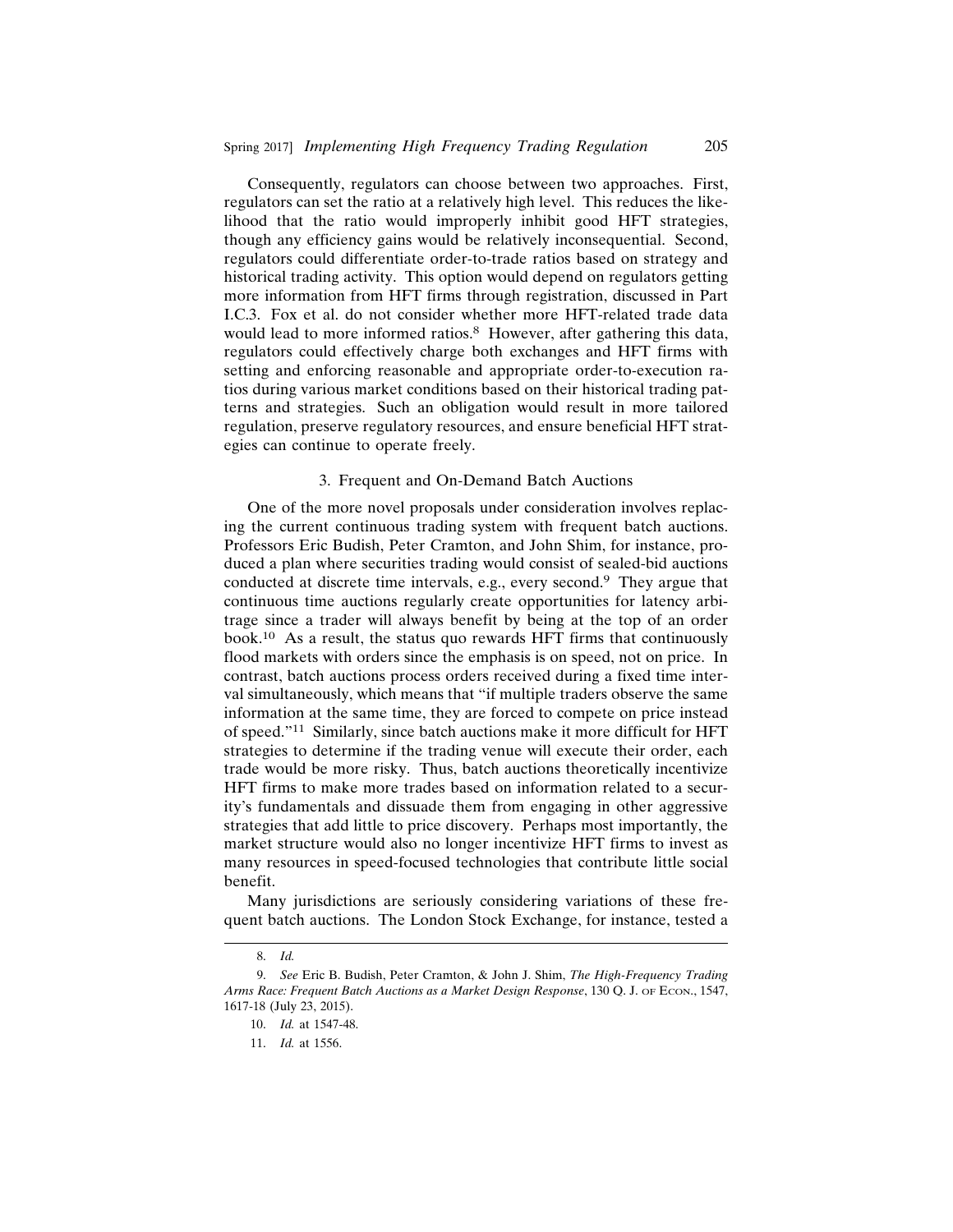Consequently, regulators can choose between two approaches. First, regulators can set the ratio at a relatively high level. This reduces the likelihood that the ratio would improperly inhibit good HFT strategies, though any efficiency gains would be relatively inconsequential. Second, regulators could differentiate order-to-trade ratios based on strategy and historical trading activity. This option would depend on regulators getting more information from HFT firms through registration, discussed in Part I.C.3. Fox et al. do not consider whether more HFT-related trade data would lead to more informed ratios.[8] However, after gathering this data, regulators could effectively charge both exchanges and HFT firms with setting and enforcing reasonable and appropriate order-to-execution ratios during various market conditions based on their historical trading patterns and strategies. Such an obligation would result in more tailored regulation, preserve regulatory resources, and ensure beneficial HFT strategies can continue to operate freely.

### 3. Frequent and On-Demand Batch Auctions

One of the more novel proposals under consideration involves replacing the current continuous trading system with frequent batch auctions. Professors Eric Budish, Peter Cramton, and John Shim, for instance, produced a plan where securities trading would consist of sealed-bid auctions conducted at discrete time intervals, e.g., every second.[9] They argue that continuous time auctions regularly create opportunities for latency arbitrage since a trader will always benefit by being at the top of an order book.[10] As a result, the status quo rewards HFT firms that continuously flood markets with orders since the emphasis is on speed, not on price. In contrast, batch auctions process orders received during a fixed time interval simultaneously, which means that "if multiple traders observe the same information at the same time, they are forced to compete on price instead of speed."[11] Similarly, since batch auctions make it more difficult for HFT strategies to determine if the trading venue will execute their order, each trade would be more risky. Thus, batch auctions theoretically incentivize HFT firms to make more trades based on information related to a security's fundamentals and dissuade them from engaging in other aggressive strategies that add little to price discovery. Perhaps most importantly, the market structure would also no longer incentivize HFT firms to invest as many resources in speed-focused technologies that contribute little social benefit.

Many jurisdictions are seriously considering variations of these frequent batch auctions. The London Stock Exchange, for instance, tested a

---

8. *Id.*

9. *See* Eric B. Budish, Peter Cramton, & John J. Shim, *The High-Frequency Trading Arms Race: Frequent Batch Auctions as a Market Design Response*, 130 Q. J. OF ECON., 1547, 1617-18 (July 23, 2015).

10. *Id.* at 1547-48.

11. *Id.* at 1556.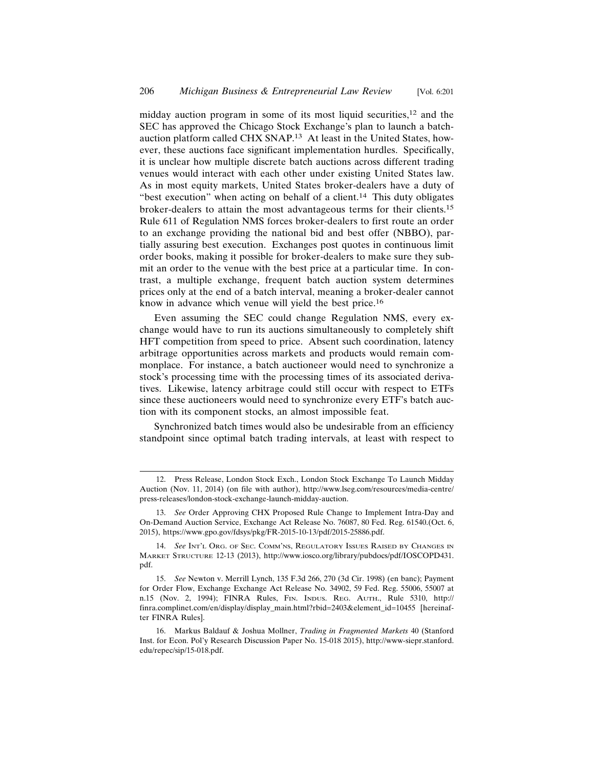midday auction program in some of its most liquid securities,[12] and the SEC has approved the Chicago Stock Exchange's plan to launch a batch-auction platform called CHX SNAP.[13] At least in the United States, however, these auctions face significant implementation hurdles. Specifically, it is unclear how multiple discrete batch auctions across different trading venues would interact with each other under existing United States law. As in most equity markets, United States broker-dealers have a duty of "best execution" when acting on behalf of a client.[14] This duty obligates broker-dealers to attain the most advantageous terms for their clients.[15] Rule 611 of Regulation NMS forces broker-dealers to first route an order to an exchange providing the national bid and best offer (NBBO), partially assuring best execution. Exchanges post quotes in continuous limit order books, making it possible for broker-dealers to make sure they submit an order to the venue with the best price at a particular time. In contrast, a multiple exchange, frequent batch auction system determines prices only at the end of a batch interval, meaning a broker-dealer cannot know in advance which venue will yield the best price.[16]

Even assuming the SEC could change Regulation NMS, every exchange would have to run its auctions simultaneously to completely shift HFT competition from speed to price. Absent such coordination, latency arbitrage opportunities across markets and products would remain commonplace. For instance, a batch auctioneer would need to synchronize a stock's processing time with the processing times of its associated derivatives. Likewise, latency arbitrage could still occur with respect to ETFs since these auctioneers would need to synchronize every ETF's batch auction with its component stocks, an almost impossible feat.

Synchronized batch times would also be undesirable from an efficiency standpoint since optimal batch trading intervals, at least with respect to

---

12. Press Release, London Stock Exch., London Stock Exchange To Launch Midday Auction (Nov. 11, 2014) (on file with author), http://www.lseg.com/resources/media-centre/press-releases/london-stock-exchange-launch-midday-auction.

13. *See* Order Approving CHX Proposed Rule Change to Implement Intra-Day and On-Demand Auction Service, Exchange Act Release No. 76087, 80 Fed. Reg. 61540.(Oct. 6, 2015), https://www.gpo.gov/fdsys/pkg/FR-2015-10-13/pdf/2015-25886.pdf.

14. *See* Int'l Org. of Sec. Comm'ns, Regulatory Issues Raised by Changes in Market Structure 12-13 (2013), http://www.iosco.org/library/pubdocs/pdf/IOSCOPD431.pdf.

15. *See* Newton v. Merrill Lynch, 135 F.3d 266, 270 (3d Cir. 1998) (en banc); Payment for Order Flow, Exchange Exchange Act Release No. 34902, 59 Fed. Reg. 55006, 55007 at n.15 (Nov. 2, 1994); FINRA Rules, Fin. Indus. Reg. Auth., Rule 5310, http://finra.complinet.com/en/display/display_main.html?rbid=2403&element_id=10455 [hereinafter FINRA Rules].

16. Markus Baldauf & Joshua Mollner, *Trading in Fragmented Markets* 40 (Stanford Inst. for Econ. Pol'y Research Discussion Paper No. 15-018 2015), http://www-siepr.stanford.edu/repec/sip/15-018.pdf.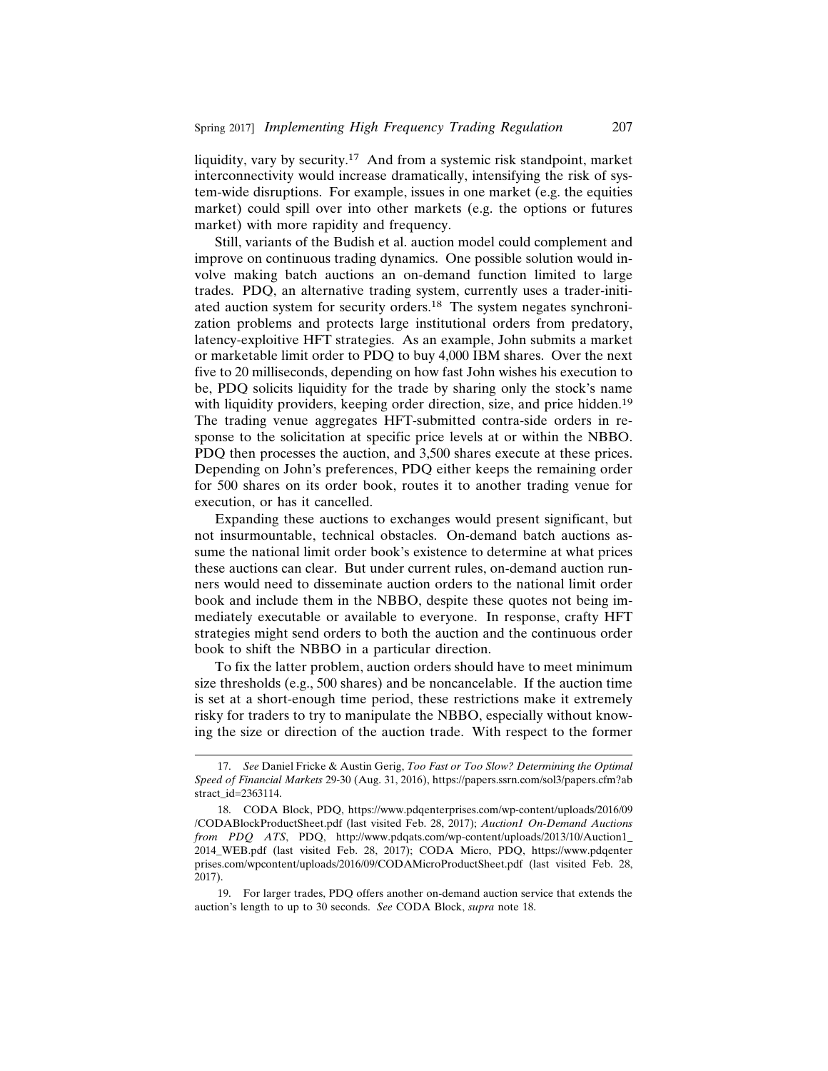liquidity, vary by security.[17] And from a systemic risk standpoint, market interconnectivity would increase dramatically, intensifying the risk of system-wide disruptions. For example, issues in one market (e.g. the equities market) could spill over into other markets (e.g. the options or futures market) with more rapidity and frequency.

Still, variants of the Budish et al. auction model could complement and improve on continuous trading dynamics. One possible solution would involve making batch auctions an on-demand function limited to large trades. PDQ, an alternative trading system, currently uses a trader-initiated auction system for security orders.[18] The system negates synchronization problems and protects large institutional orders from predatory, latency-exploitive HFT strategies. As an example, John submits a market or marketable limit order to PDQ to buy 4,000 IBM shares. Over the next five to 20 milliseconds, depending on how fast John wishes his execution to be, PDQ solicits liquidity for the trade by sharing only the stock's name with liquidity providers, keeping order direction, size, and price hidden.[19] The trading venue aggregates HFT-submitted contra-side orders in response to the solicitation at specific price levels at or within the NBBO. PDQ then processes the auction, and 3,500 shares execute at these prices. Depending on John's preferences, PDQ either keeps the remaining order for 500 shares on its order book, routes it to another trading venue for execution, or has it cancelled.

Expanding these auctions to exchanges would present significant, but not insurmountable, technical obstacles. On-demand batch auctions assume the national limit order book's existence to determine at what prices these auctions can clear. But under current rules, on-demand auction runners would need to disseminate auction orders to the national limit order book and include them in the NBBO, despite these quotes not being immediately executable or available to everyone. In response, crafty HFT strategies might send orders to both the auction and the continuous order book to shift the NBBO in a particular direction.

To fix the latter problem, auction orders should have to meet minimum size thresholds (e.g., 500 shares) and be noncancelable. If the auction time is set at a short-enough time period, these restrictions make it extremely risky for traders to try to manipulate the NBBO, especially without knowing the size or direction of the auction trade. With respect to the former

---

17. *See* Daniel Fricke & Austin Gerig, *Too Fast or Too Slow? Determining the Optimal Speed of Financial Markets* 29-30 (Aug. 31, 2016), https://papers.ssrn.com/sol3/papers.cfm?abstract_id=2363114.

18. CODA Block, PDQ, https://www.pdqenterprises.com/wp-content/uploads/2016/09/CODABlockProductSheet.pdf (last visited Feb. 28, 2017); *Auction1 On-Demand Auctions from PDQ ATS*, PDQ, http://www.pdqats.com/wp-content/uploads/2013/10/Auction1_2014_WEB.pdf (last visited Feb. 28, 2017); CODA Micro, PDQ, https://www.pdqenterprises.com/wpcontent/uploads/2016/09/CODAMicroProductSheet.pdf (last visited Feb. 28, 2017).

19. For larger trades, PDQ offers another on-demand auction service that extends the auction's length to up to 30 seconds. *See* CODA Block, *supra* note 18.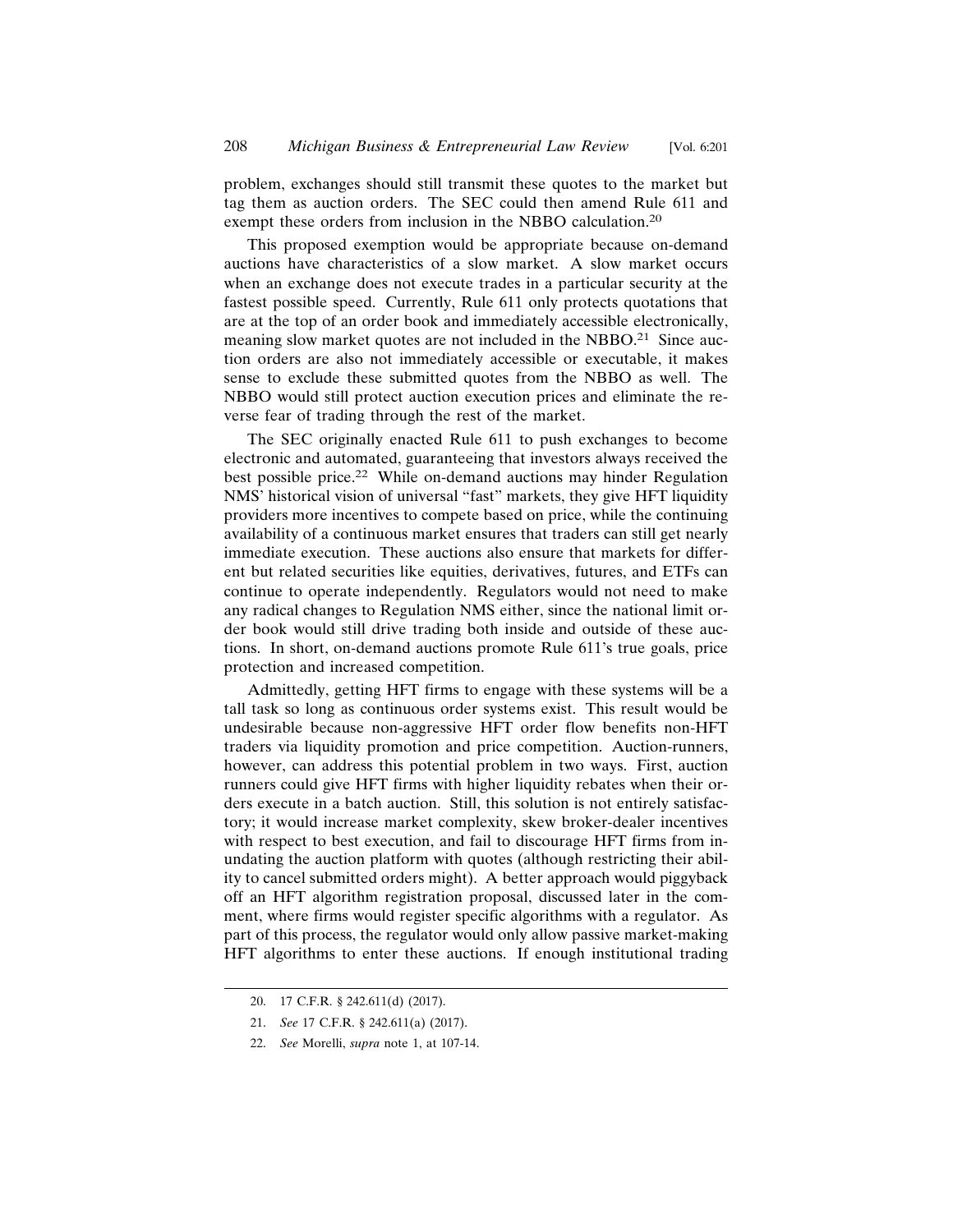problem, exchanges should still transmit these quotes to the market but tag them as auction orders. The SEC could then amend Rule 611 and exempt these orders from inclusion in the NBBO calculation.[20]

This proposed exemption would be appropriate because on-demand auctions have characteristics of a slow market. A slow market occurs when an exchange does not execute trades in a particular security at the fastest possible speed. Currently, Rule 611 only protects quotations that are at the top of an order book and immediately accessible electronically, meaning slow market quotes are not included in the NBBO.[21] Since auction orders are also not immediately accessible or executable, it makes sense to exclude these submitted quotes from the NBBO as well. The NBBO would still protect auction execution prices and eliminate the reverse fear of trading through the rest of the market.

The SEC originally enacted Rule 611 to push exchanges to become electronic and automated, guaranteeing that investors always received the best possible price.[22] While on-demand auctions may hinder Regulation NMS' historical vision of universal "fast" markets, they give HFT liquidity providers more incentives to compete based on price, while the continuing availability of a continuous market ensures that traders can still get nearly immediate execution. These auctions also ensure that markets for different but related securities like equities, derivatives, futures, and ETFs can continue to operate independently. Regulators would not need to make any radical changes to Regulation NMS either, since the national limit order book would still drive trading both inside and outside of these auctions. In short, on-demand auctions promote Rule 611's true goals, price protection and increased competition.

Admittedly, getting HFT firms to engage with these systems will be a tall task so long as continuous order systems exist. This result would be undesirable because non-aggressive HFT order flow benefits non-HFT traders via liquidity promotion and price competition. Auction-runners, however, can address this potential problem in two ways. First, auction runners could give HFT firms with higher liquidity rebates when their orders execute in a batch auction. Still, this solution is not entirely satisfactory; it would increase market complexity, skew broker-dealer incentives with respect to best execution, and fail to discourage HFT firms from inundating the auction platform with quotes (although restricting their ability to cancel submitted orders might). A better approach would piggyback off an HFT algorithm registration proposal, discussed later in the comment, where firms would register specific algorithms with a regulator. As part of this process, the regulator would only allow passive market-making HFT algorithms to enter these auctions. If enough institutional trading

20. 17 C.F.R. § 242.611(d) (2017).

21. *See* 17 C.F.R. § 242.611(a) (2017).

22. *See* Morelli, *supra* note 1, at 107-14.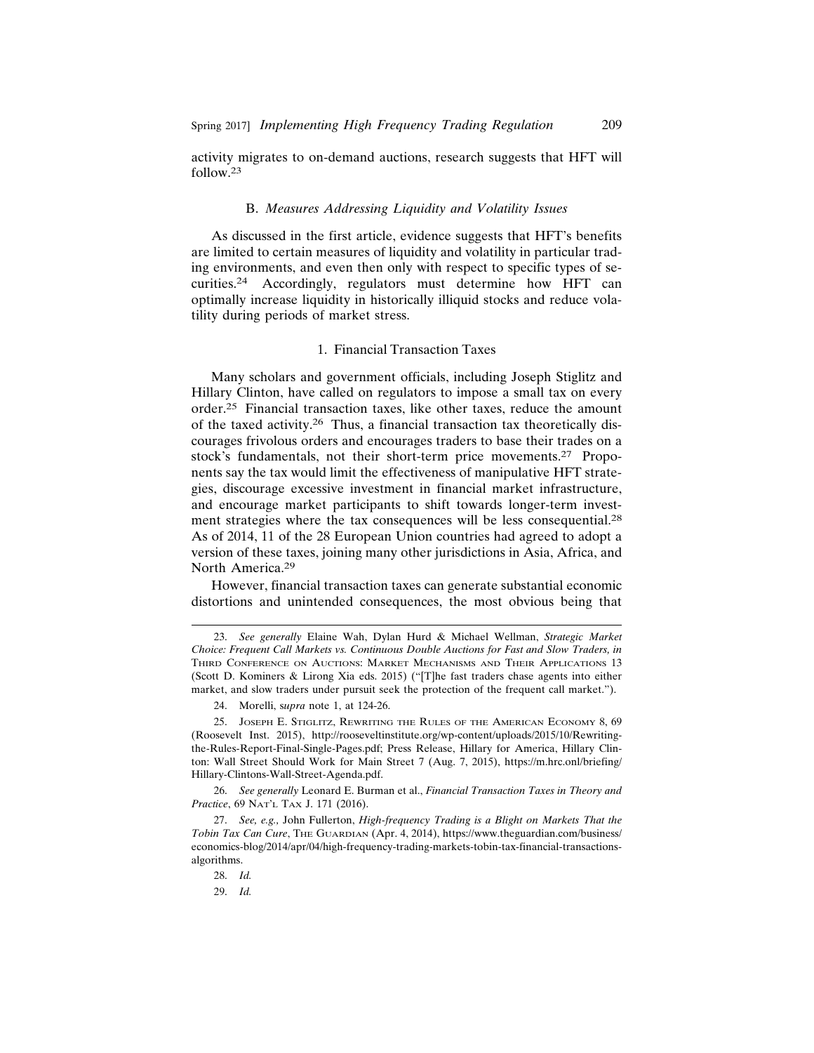activity migrates to on-demand auctions, research suggests that HFT will follow.[23]

### B. *Measures Addressing Liquidity and Volatility Issues*

As discussed in the first article, evidence suggests that HFT's benefits are limited to certain measures of liquidity and volatility in particular trading environments, and even then only with respect to specific types of securities.[24] Accordingly, regulators must determine how HFT can optimally increase liquidity in historically illiquid stocks and reduce volatility during periods of market stress.

#### 1. Financial Transaction Taxes

Many scholars and government officials, including Joseph Stiglitz and Hillary Clinton, have called on regulators to impose a small tax on every order.[25] Financial transaction taxes, like other taxes, reduce the amount of the taxed activity.[26] Thus, a financial transaction tax theoretically discourages frivolous orders and encourages traders to base their trades on a stock's fundamentals, not their short-term price movements.[27] Proponents say the tax would limit the effectiveness of manipulative HFT strategies, discourage excessive investment in financial market infrastructure, and encourage market participants to shift towards longer-term investment strategies where the tax consequences will be less consequential.[28] As of 2014, 11 of the 28 European Union countries had agreed to adopt a version of these taxes, joining many other jurisdictions in Asia, Africa, and North America.[29]

However, financial transaction taxes can generate substantial economic distortions and unintended consequences, the most obvious being that

---

23. *See generally* Elaine Wah, Dylan Hurd & Michael Wellman, *Strategic Market Choice: Frequent Call Markets vs. Continuous Double Auctions for Fast and Slow Traders, in* Third Conference on Auctions: Market Mechanisms and Their Applications 13 (Scott D. Kominers & Lirong Xia eds. 2015) ("[T]he fast traders chase agents into either market, and slow traders under pursuit seek the protection of the frequent call market.").

24. Morelli, s*upra* note 1, at 124-26.

25. Joseph E. Stiglitz, Rewriting the Rules of the American Economy 8, 69 (Roosevelt Inst. 2015), http://rooseveltinstitute.org/wp-content/uploads/2015/10/Rewriting-the-Rules-Report-Final-Single-Pages.pdf; Press Release, Hillary for America, Hillary Clinton: Wall Street Should Work for Main Street 7 (Aug. 7, 2015), https://m.hrc.onl/briefing/Hillary-Clintons-Wall-Street-Agenda.pdf.

26. *See generally* Leonard E. Burman et al., *Financial Transaction Taxes in Theory and Practice*, 69 Nat'l Tax J. 171 (2016).

27. *See, e.g.,* John Fullerton, *High-frequency Trading is a Blight on Markets That the Tobin Tax Can Cure*, The Guardian (Apr. 4, 2014), https://www.theguardian.com/business/economics-blog/2014/apr/04/high-frequency-trading-markets-tobin-tax-financial-transactions-algorithms.

28. *Id.*

29. *Id.*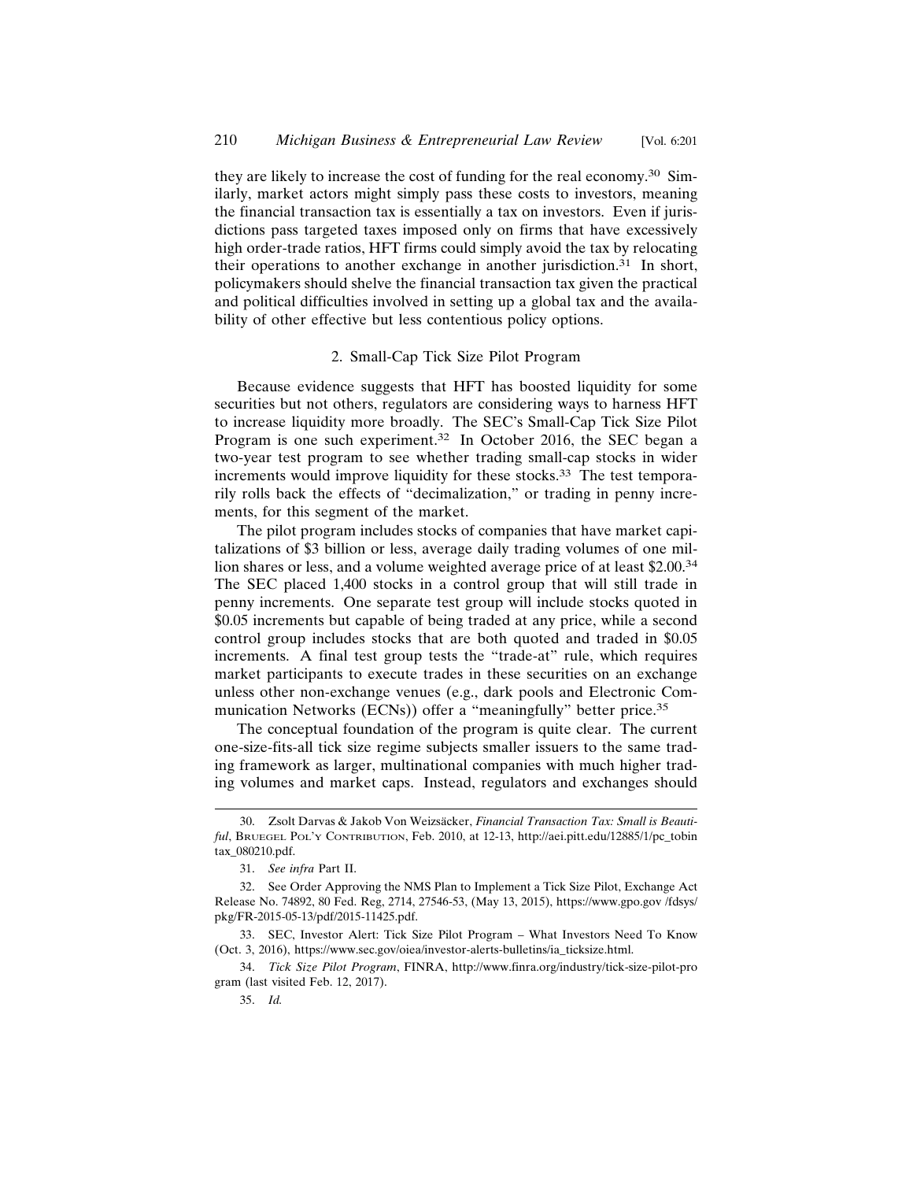they are likely to increase the cost of funding for the real economy.[30] Similarly, market actors might simply pass these costs to investors, meaning the financial transaction tax is essentially a tax on investors. Even if jurisdictions pass targeted taxes imposed only on firms that have excessively high order-trade ratios, HFT firms could simply avoid the tax by relocating their operations to another exchange in another jurisdiction.[31] In short, policymakers should shelve the financial transaction tax given the practical and political difficulties involved in setting up a global tax and the availability of other effective but less contentious policy options.

### 2. Small-Cap Tick Size Pilot Program

Because evidence suggests that HFT has boosted liquidity for some securities but not others, regulators are considering ways to harness HFT to increase liquidity more broadly. The SEC's Small-Cap Tick Size Pilot Program is one such experiment.[32] In October 2016, the SEC began a two-year test program to see whether trading small-cap stocks in wider increments would improve liquidity for these stocks.[33] The test temporarily rolls back the effects of "decimalization," or trading in penny increments, for this segment of the market.

The pilot program includes stocks of companies that have market capitalizations of \$3 billion or less, average daily trading volumes of one million shares or less, and a volume weighted average price of at least \$2.00.[34] The SEC placed 1,400 stocks in a control group that will still trade in penny increments. One separate test group will include stocks quoted in \$0.05 increments but capable of being traded at any price, while a second control group includes stocks that are both quoted and traded in \$0.05 increments. A final test group tests the "trade-at" rule, which requires market participants to execute trades in these securities on an exchange unless other non-exchange venues (e.g., dark pools and Electronic Communication Networks (ECNs)) offer a "meaningfully" better price.[35]

The conceptual foundation of the program is quite clear. The current one-size-fits-all tick size regime subjects smaller issuers to the same trading framework as larger, multinational companies with much higher trading volumes and market caps. Instead, regulators and exchanges should

---

30. Zsolt Darvas & Jakob Von Weizsäcker, *Financial Transaction Tax: Small is Beautiful*, BRUEGEL POL'Y CONTRIBUTION, Feb. 2010, at 12-13, http://aei.pitt.edu/12885/1/pc_tobintax_080210.pdf.

31. *See infra* Part II.

32. See Order Approving the NMS Plan to Implement a Tick Size Pilot, Exchange Act Release No. 74892, 80 Fed. Reg, 2714, 27546-53, (May 13, 2015), https://www.gpo.gov /fdsys/pkg/FR-2015-05-13/pdf/2015-11425.pdf.

33. SEC, Investor Alert: Tick Size Pilot Program – What Investors Need To Know (Oct. 3, 2016), https://www.sec.gov/oiea/investor-alerts-bulletins/ia_ticksize.html.

34. *Tick Size Pilot Program*, FINRA, http://www.finra.org/industry/tick-size-pilot-program (last visited Feb. 12, 2017).

35. *Id.*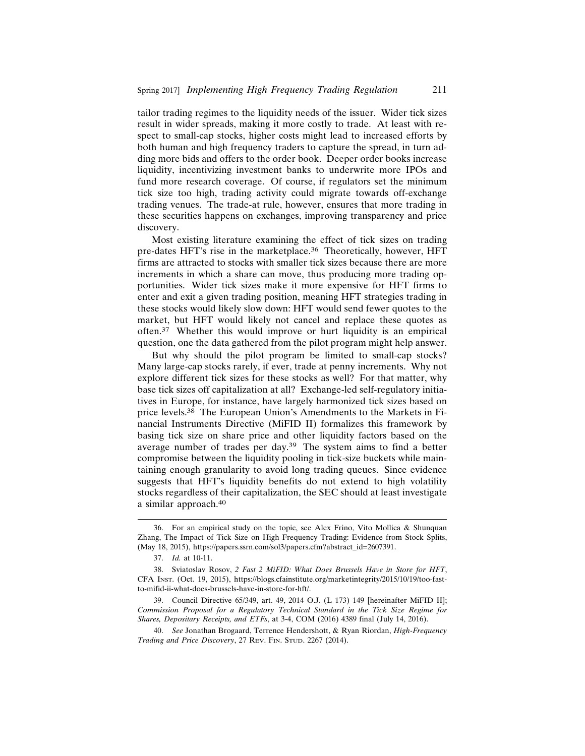tailor trading regimes to the liquidity needs of the issuer. Wider tick sizes result in wider spreads, making it more costly to trade. At least with respect to small-cap stocks, higher costs might lead to increased efforts by both human and high frequency traders to capture the spread, in turn adding more bids and offers to the order book. Deeper order books increase liquidity, incentivizing investment banks to underwrite more IPOs and fund more research coverage. Of course, if regulators set the minimum tick size too high, trading activity could migrate towards off-exchange trading venues. The trade-at rule, however, ensures that more trading in these securities happens on exchanges, improving transparency and price discovery.

Most existing literature examining the effect of tick sizes on trading pre-dates HFT's rise in the marketplace.[36] Theoretically, however, HFT firms are attracted to stocks with smaller tick sizes because there are more increments in which a share can move, thus producing more trading opportunities. Wider tick sizes make it more expensive for HFT firms to enter and exit a given trading position, meaning HFT strategies trading in these stocks would likely slow down: HFT would send fewer quotes to the market, but HFT would likely not cancel and replace these quotes as often.[37] Whether this would improve or hurt liquidity is an empirical question, one the data gathered from the pilot program might help answer.

But why should the pilot program be limited to small-cap stocks? Many large-cap stocks rarely, if ever, trade at penny increments. Why not explore different tick sizes for these stocks as well? For that matter, why base tick sizes off capitalization at all? Exchange-led self-regulatory initiatives in Europe, for instance, have largely harmonized tick sizes based on price levels.[38] The European Union's Amendments to the Markets in Financial Instruments Directive (MiFID II) formalizes this framework by basing tick size on share price and other liquidity factors based on the average number of trades per day.[39] The system aims to find a better compromise between the liquidity pooling in tick-size buckets while maintaining enough granularity to avoid long trading queues. Since evidence suggests that HFT's liquidity benefits do not extend to high volatility stocks regardless of their capitalization, the SEC should at least investigate a similar approach.[40]

---

36. For an empirical study on the topic, see Alex Frino, Vito Mollica & Shunquan Zhang, The Impact of Tick Size on High Frequency Trading: Evidence from Stock Splits, (May 18, 2015), https://papers.ssrn.com/sol3/papers.cfm?abstract_id=2607391.

37. *Id.* at 10-11.

38. Sviatoslav Rosov, *2 Fast 2 MiFID: What Does Brussels Have in Store for HFT*, CFA Inst. (Oct. 19, 2015), https://blogs.cfainstitute.org/marketintegrity/2015/10/19/too-fast-to-mifid-ii-what-does-brussels-have-in-store-for-hft/.

39. Council Directive 65/349, art. 49, 2014 O.J. (L 173) 149 [hereinafter MiFID II]; *Commission Proposal for a Regulatory Technical Standard in the Tick Size Regime for Shares, Depositary Receipts, and ETFs*, at 3-4, COM (2016) 4389 final (July 14, 2016).

40. *See* Jonathan Brogaard, Terrence Hendershott, & Ryan Riordan, *High-Frequency Trading and Price Discovery*, 27 Rev. Fin. Stud. 2267 (2014).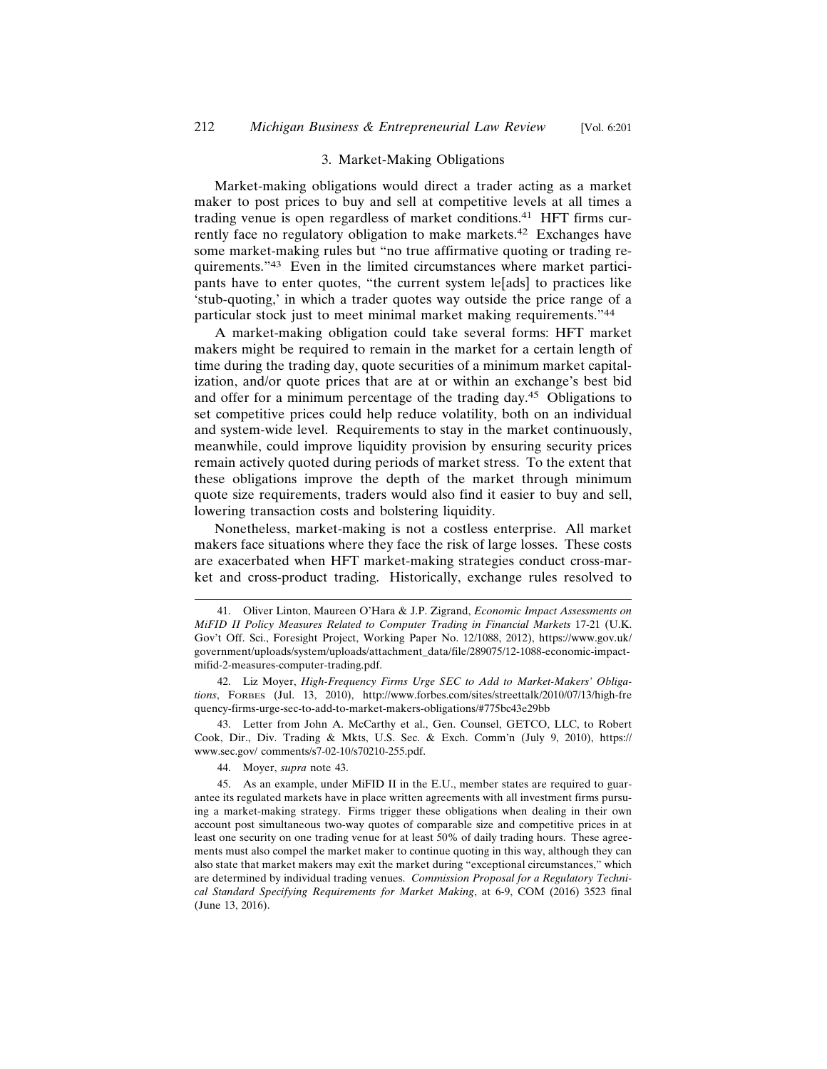### 3. Market-Making Obligations

Market-making obligations would direct a trader acting as a market maker to post prices to buy and sell at competitive levels at all times a trading venue is open regardless of market conditions.[41] HFT firms currently face no regulatory obligation to make markets.[42] Exchanges have some market-making rules but "no true affirmative quoting or trading requirements."[43] Even in the limited circumstances where market participants have to enter quotes, "the current system le[ads] to practices like 'stub-quoting,' in which a trader quotes way outside the price range of a particular stock just to meet minimal market making requirements."[44]

A market-making obligation could take several forms: HFT market makers might be required to remain in the market for a certain length of time during the trading day, quote securities of a minimum market capitalization, and/or quote prices that are at or within an exchange's best bid and offer for a minimum percentage of the trading day.[45] Obligations to set competitive prices could help reduce volatility, both on an individual and system-wide level. Requirements to stay in the market continuously, meanwhile, could improve liquidity provision by ensuring security prices remain actively quoted during periods of market stress. To the extent that these obligations improve the depth of the market through minimum quote size requirements, traders would also find it easier to buy and sell, lowering transaction costs and bolstering liquidity.

Nonetheless, market-making is not a costless enterprise. All market makers face situations where they face the risk of large losses. These costs are exacerbated when HFT market-making strategies conduct cross-market and cross-product trading. Historically, exchange rules resolved to

---

41. Oliver Linton, Maureen O'Hara & J.P. Zigrand, *Economic Impact Assessments on MiFID II Policy Measures Related to Computer Trading in Financial Markets* 17-21 (U.K. Gov't Off. Sci., Foresight Project, Working Paper No. 12/1088, 2012), https://www.gov.uk/government/uploads/system/uploads/attachment_data/file/289075/12-1088-economic-impact-mifid-2-measures-computer-trading.pdf.

42. Liz Moyer, *High-Frequency Firms Urge SEC to Add to Market-Makers' Obligations*, FORBES (Jul. 13, 2010), http://www.forbes.com/sites/streettalk/2010/07/13/high-frequency-firms-urge-sec-to-add-to-market-makers-obligations/#775bc43e29bb

43. Letter from John A. McCarthy et al., Gen. Counsel, GETCO, LLC, to Robert Cook, Dir., Div. Trading & Mkts, U.S. Sec. & Exch. Comm'n (July 9, 2010), https://www.sec.gov/ comments/s7-02-10/s70210-255.pdf.

44. Moyer, *supra* note 43.

45. As an example, under MiFID II in the E.U., member states are required to guarantee its regulated markets have in place written agreements with all investment firms pursuing a market-making strategy. Firms trigger these obligations when dealing in their own account post simultaneous two-way quotes of comparable size and competitive prices in at least one security on one trading venue for at least 50% of daily trading hours. These agreements must also compel the market maker to continue quoting in this way, although they can also state that market makers may exit the market during "exceptional circumstances," which are determined by individual trading venues. *Commission Proposal for a Regulatory Technical Standard Specifying Requirements for Market Making*, at 6-9, COM (2016) 3523 final (June 13, 2016).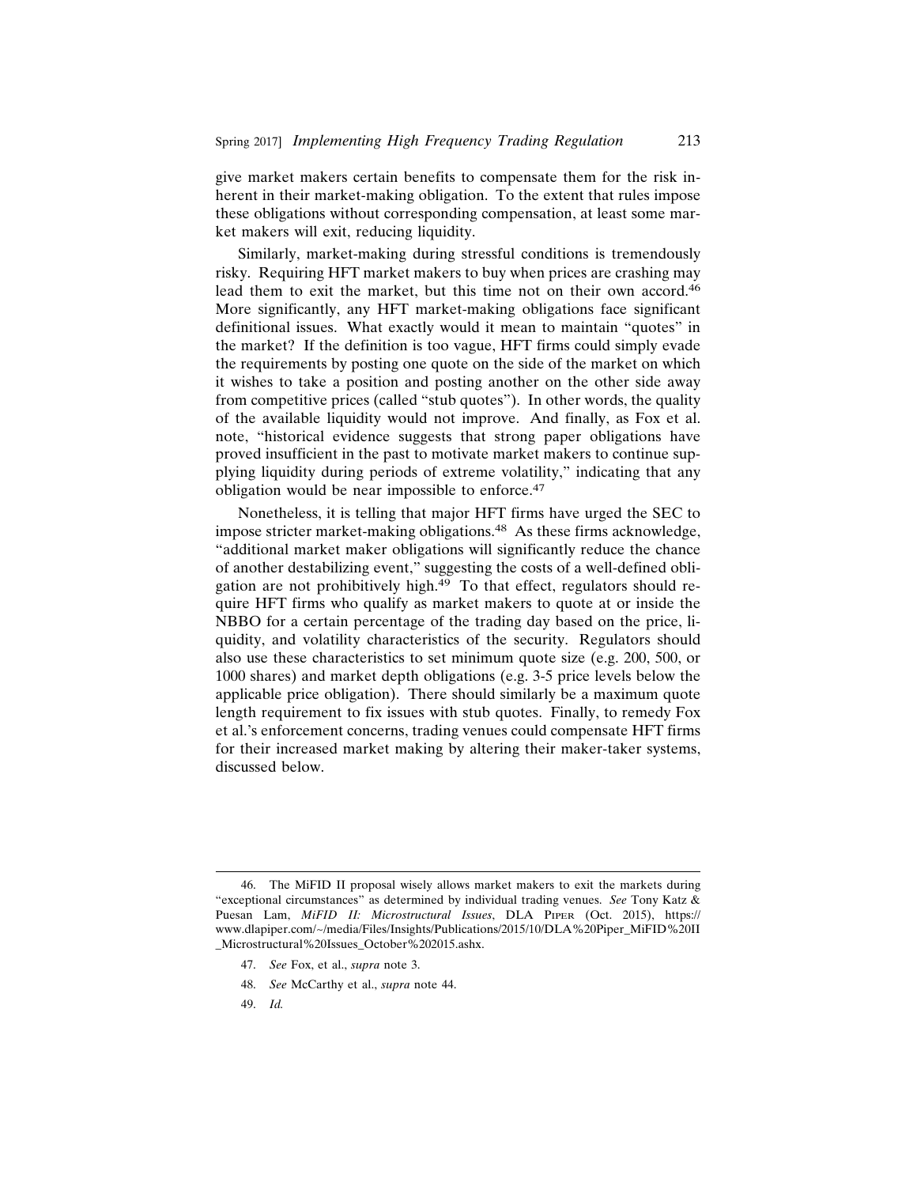give market makers certain benefits to compensate them for the risk inherent in their market-making obligation. To the extent that rules impose these obligations without corresponding compensation, at least some market makers will exit, reducing liquidity.

Similarly, market-making during stressful conditions is tremendously risky. Requiring HFT market makers to buy when prices are crashing may lead them to exit the market, but this time not on their own accord.[46] More significantly, any HFT market-making obligations face significant definitional issues. What exactly would it mean to maintain "quotes" in the market? If the definition is too vague, HFT firms could simply evade the requirements by posting one quote on the side of the market on which it wishes to take a position and posting another on the other side away from competitive prices (called "stub quotes"). In other words, the quality of the available liquidity would not improve. And finally, as Fox et al. note, "historical evidence suggests that strong paper obligations have proved insufficient in the past to motivate market makers to continue supplying liquidity during periods of extreme volatility," indicating that any obligation would be near impossible to enforce.[47]

Nonetheless, it is telling that major HFT firms have urged the SEC to impose stricter market-making obligations.[48] As these firms acknowledge, "additional market maker obligations will significantly reduce the chance of another destabilizing event," suggesting the costs of a well-defined obligation are not prohibitively high.[49] To that effect, regulators should require HFT firms who qualify as market makers to quote at or inside the NBBO for a certain percentage of the trading day based on the price, liquidity, and volatility characteristics of the security. Regulators should also use these characteristics to set minimum quote size (e.g. 200, 500, or 1000 shares) and market depth obligations (e.g. 3-5 price levels below the applicable price obligation). There should similarly be a maximum quote length requirement to fix issues with stub quotes. Finally, to remedy Fox et al.'s enforcement concerns, trading venues could compensate HFT firms for their increased market making by altering their maker-taker systems, discussed below.

---

46. The MiFID II proposal wisely allows market makers to exit the markets during "exceptional circumstances" as determined by individual trading venues. *See* Tony Katz & Puesan Lam, *MiFID II: Microstructural Issues*, DLA Piper (Oct. 2015), https://www.dlapiper.com/~/media/Files/Insights/Publications/2015/10/DLA%20Piper_MiFID%20II_Microstructural%20Issues_October%202015.ashx.

47. *See* Fox, et al., *supra* note 3.

48. *See* McCarthy et al., *supra* note 44.

49. *Id.*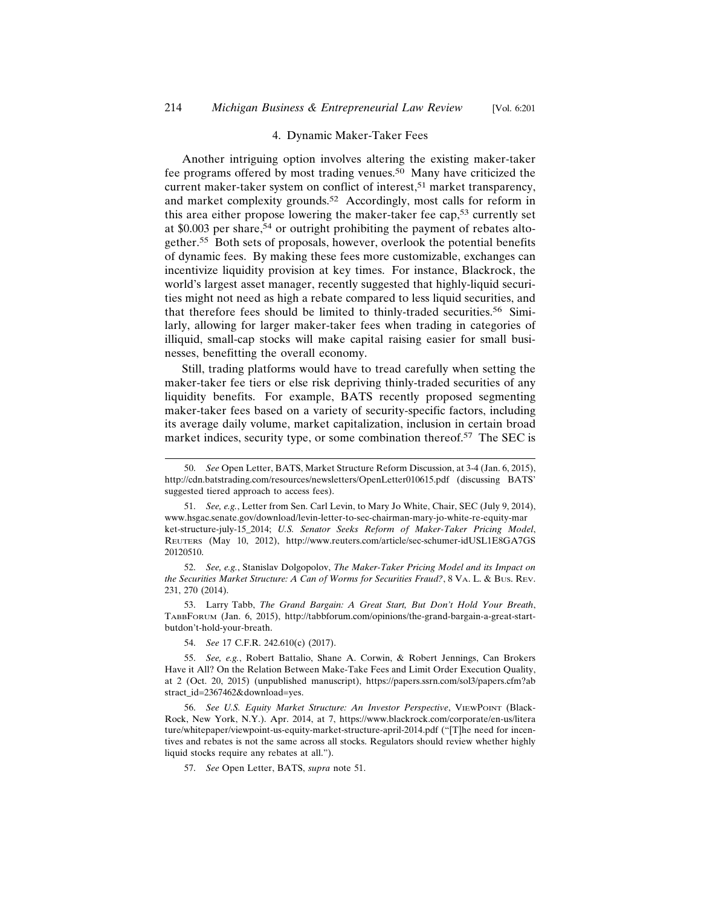#### 4. Dynamic Maker-Taker Fees

Another intriguing option involves altering the existing maker-taker fee programs offered by most trading venues.[50] Many have criticized the current maker-taker system on conflict of interest,[51] market transparency, and market complexity grounds.[52] Accordingly, most calls for reform in this area either propose lowering the maker-taker fee cap,[53] currently set at $0.003 per share,[54] or outright prohibiting the payment of rebates altogether.[55] Both sets of proposals, however, overlook the potential benefits of dynamic fees. By making these fees more customizable, exchanges can incentivize liquidity provision at key times. For instance, Blackrock, the world's largest asset manager, recently suggested that highly-liquid securities might not need as high a rebate compared to less liquid securities, and that therefore fees should be limited to thinly-traded securities.[56] Similarly, allowing for larger maker-taker fees when trading in categories of illiquid, small-cap stocks will make capital raising easier for small businesses, benefitting the overall economy.

Still, trading platforms would have to tread carefully when setting the maker-taker fee tiers or else risk depriving thinly-traded securities of any liquidity benefits. For example, BATS recently proposed segmenting maker-taker fees based on a variety of security-specific factors, including its average daily volume, market capitalization, inclusion in certain broad market indices, security type, or some combination thereof.[57] The SEC is

---

50. *See* Open Letter, BATS, Market Structure Reform Discussion, at 3-4 (Jan. 6, 2015), http://cdn.batstrading.com/resources/newsletters/OpenLetter010615.pdf (discussing BATS' suggested tiered approach to access fees).

51. *See, e.g.*, Letter from Sen. Carl Levin, to Mary Jo White, Chair, SEC (July 9, 2014), www.hsgac.senate.gov/download/levin-letter-to-sec-chairman-mary-jo-white-re-equity-market-structure-july-15_2014; *U.S. Senator Seeks Reform of Maker-Taker Pricing Model*, REUTERS (May 10, 2012), http://www.reuters.com/article/sec-schumer-idUSL1E8GA7GS20120510.

52. *See, e.g.*, Stanislav Dolgopolov, *The Maker-Taker Pricing Model and its Impact on the Securities Market Structure: A Can of Worms for Securities Fraud?*, 8 VA. L. & BUS. REV. 231, 270 (2014).

53. Larry Tabb, *The Grand Bargain: A Great Start, But Don't Hold Your Breath*, TABBFORUM (Jan. 6, 2015), http://tabbforum.com/opinions/the-grand-bargain-a-great-start-butdon't-hold-your-breath.

54. *See* 17 C.F.R. 242.610(c) (2017).

55. *See, e.g.*, Robert Battalio, Shane A. Corwin, & Robert Jennings, Can Brokers Have it All? On the Relation Between Make-Take Fees and Limit Order Execution Quality, at 2 (Oct. 20, 2015) (unpublished manuscript), https://papers.ssrn.com/sol3/papers.cfm?abstract_id=2367462&download=yes.

56. *See U.S. Equity Market Structure: An Investor Perspective*, VIEWPOINT (Black-Rock, New York, N.Y.). Apr. 2014, at 7, https://www.blackrock.com/corporate/en-us/literature/whitepaper/viewpoint-us-equity-market-structure-april-2014.pdf ("[T]he need for incentives and rebates is not the same across all stocks. Regulators should review whether highly liquid stocks require any rebates at all.").

57. *See* Open Letter, BATS, *supra* note 51.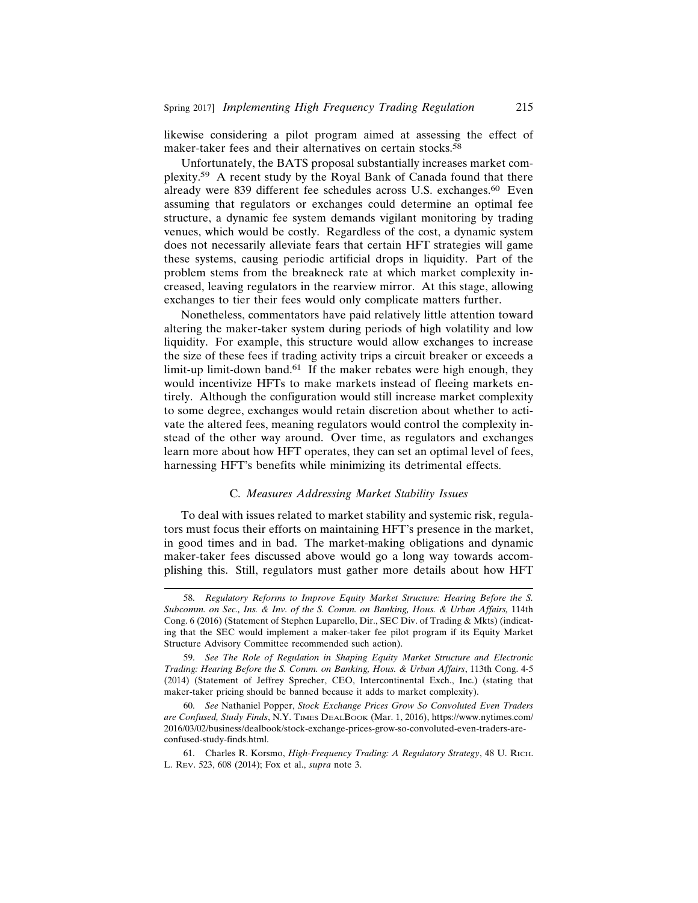likewise considering a pilot program aimed at assessing the effect of maker-taker fees and their alternatives on certain stocks.[58]

Unfortunately, the BATS proposal substantially increases market complexity.[59] A recent study by the Royal Bank of Canada found that there already were 839 different fee schedules across U.S. exchanges.[60] Even assuming that regulators or exchanges could determine an optimal fee structure, a dynamic fee system demands vigilant monitoring by trading venues, which would be costly. Regardless of the cost, a dynamic system does not necessarily alleviate fears that certain HFT strategies will game these systems, causing periodic artificial drops in liquidity. Part of the problem stems from the breakneck rate at which market complexity increased, leaving regulators in the rearview mirror. At this stage, allowing exchanges to tier their fees would only complicate matters further.

Nonetheless, commentators have paid relatively little attention toward altering the maker-taker system during periods of high volatility and low liquidity. For example, this structure would allow exchanges to increase the size of these fees if trading activity trips a circuit breaker or exceeds a limit-up limit-down band.[61] If the maker rebates were high enough, they would incentivize HFTs to make markets instead of fleeing markets entirely. Although the configuration would still increase market complexity to some degree, exchanges would retain discretion about whether to activate the altered fees, meaning regulators would control the complexity instead of the other way around. Over time, as regulators and exchanges learn more about how HFT operates, they can set an optimal level of fees, harnessing HFT's benefits while minimizing its detrimental effects.

### C. *Measures Addressing Market Stability Issues*

To deal with issues related to market stability and systemic risk, regulators must focus their efforts on maintaining HFT's presence in the market, in good times and in bad. The market-making obligations and dynamic maker-taker fees discussed above would go a long way towards accomplishing this. Still, regulators must gather more details about how HFT

---

58. *Regulatory Reforms to Improve Equity Market Structure: Hearing Before the S. Subcomm. on Sec., Ins. & Inv. of the S. Comm. on Banking, Hous. & Urban Affairs,* 114th Cong. 6 (2016) (Statement of Stephen Luparello, Dir., SEC Div. of Trading & Mkts) (indicating that the SEC would implement a maker-taker fee pilot program if its Equity Market Structure Advisory Committee recommended such action).

59. *See The Role of Regulation in Shaping Equity Market Structure and Electronic Trading: Hearing Before the S. Comm. on Banking, Hous. & Urban Affairs*, 113th Cong. 4-5 (2014) (Statement of Jeffrey Sprecher, CEO, Intercontinental Exch., Inc.) (stating that maker-taker pricing should be banned because it adds to market complexity).

60. *See* Nathaniel Popper, *Stock Exchange Prices Grow So Convoluted Even Traders are Confused, Study Finds*, N.Y. Times DealBook (Mar. 1, 2016), https://www.nytimes.com/2016/03/02/business/dealbook/stock-exchange-prices-grow-so-convoluted-even-traders-are-confused-study-finds.html.

61. Charles R. Korsmo, *High-Frequency Trading: A Regulatory Strategy*, 48 U. Rich. L. Rev. 523, 608 (2014); Fox et al., *supra* note 3.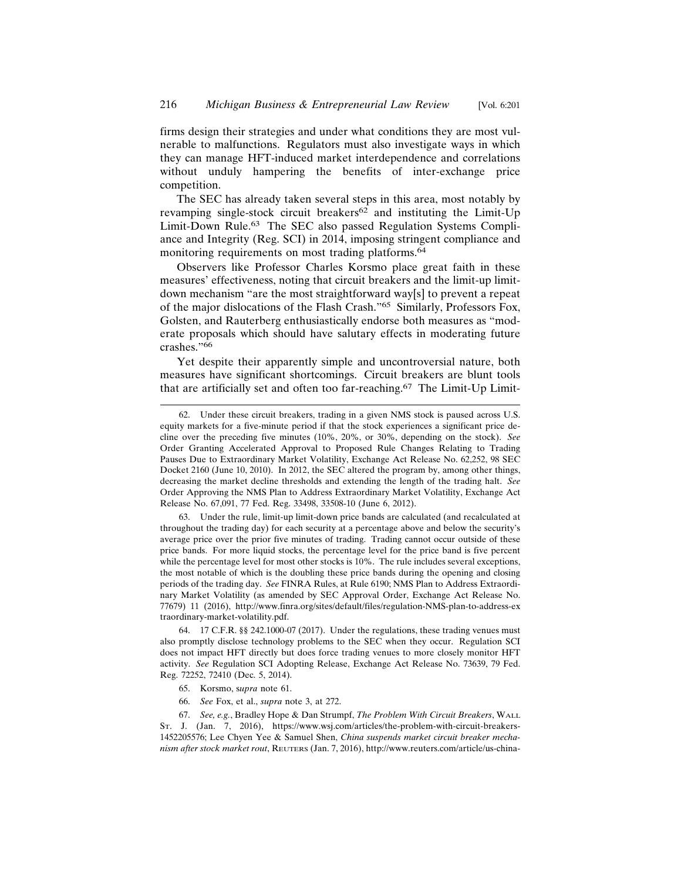firms design their strategies and under what conditions they are most vulnerable to malfunctions. Regulators must also investigate ways in which they can manage HFT-induced market interdependence and correlations without unduly hampering the benefits of inter-exchange price competition.

The SEC has already taken several steps in this area, most notably by revamping single-stock circuit breakers[62] and instituting the Limit-Up Limit-Down Rule.[63] The SEC also passed Regulation Systems Compliance and Integrity (Reg. SCI) in 2014, imposing stringent compliance and monitoring requirements on most trading platforms.[64]

Observers like Professor Charles Korsmo place great faith in these measures' effectiveness, noting that circuit breakers and the limit-up limit-down mechanism "are the most straightforward way[s] to prevent a repeat of the major dislocations of the Flash Crash."[65] Similarly, Professors Fox, Golsten, and Rauterberg enthusiastically endorse both measures as "moderate proposals which should have salutary effects in moderating future crashes."[66]

Yet despite their apparently simple and uncontroversial nature, both measures have significant shortcomings. Circuit breakers are blunt tools that are artificially set and often too far-reaching.[67] The Limit-Up Limit-

---

62. Under these circuit breakers, trading in a given NMS stock is paused across U.S. equity markets for a five-minute period if that the stock experiences a significant price decline over the preceding five minutes (10%, 20%, or 30%, depending on the stock). *See* Order Granting Accelerated Approval to Proposed Rule Changes Relating to Trading Pauses Due to Extraordinary Market Volatility, Exchange Act Release No. 62,252, 98 SEC Docket 2160 (June 10, 2010). In 2012, the SEC altered the program by, among other things, decreasing the market decline thresholds and extending the length of the trading halt. *See* Order Approving the NMS Plan to Address Extraordinary Market Volatility, Exchange Act Release No. 67,091, 77 Fed. Reg. 33498, 33508-10 (June 6, 2012).

63. Under the rule, limit-up limit-down price bands are calculated (and recalculated at throughout the trading day) for each security at a percentage above and below the security's average price over the prior five minutes of trading. Trading cannot occur outside of these price bands. For more liquid stocks, the percentage level for the price band is five percent while the percentage level for most other stocks is 10%. The rule includes several exceptions, the most notable of which is the doubling these price bands during the opening and closing periods of the trading day. *See* FINRA Rules, at Rule 6190; NMS Plan to Address Extraordinary Market Volatility (as amended by SEC Approval Order, Exchange Act Release No. 77679) 11 (2016), http://www.finra.org/sites/default/files/regulation-NMS-plan-to-address-extraordinary-market-volatility.pdf.

64. 17 C.F.R. §§ 242.1000-07 (2017). Under the regulations, these trading venues must also promptly disclose technology problems to the SEC when they occur. Regulation SCI does not impact HFT directly but does force trading venues to more closely monitor HFT activity. *See* Regulation SCI Adopting Release, Exchange Act Release No. 73639, 79 Fed. Reg. 72252, 72410 (Dec. 5, 2014).

65. Korsmo, *supra* note 61.

66. *See* Fox, et al., *supra* note 3, at 272.

67. *See, e.g.*, Bradley Hope & Dan Strumpf, *The Problem With Circuit Breakers*, WALL ST. J. (Jan. 7, 2016), https://www.wsj.com/articles/the-problem-with-circuit-breakers-1452205576; Lee Chyen Yee & Samuel Shen, *China suspends market circuit breaker mechanism after stock market rout*, REUTERS (Jan. 7, 2016), http://www.reuters.com/article/us-china-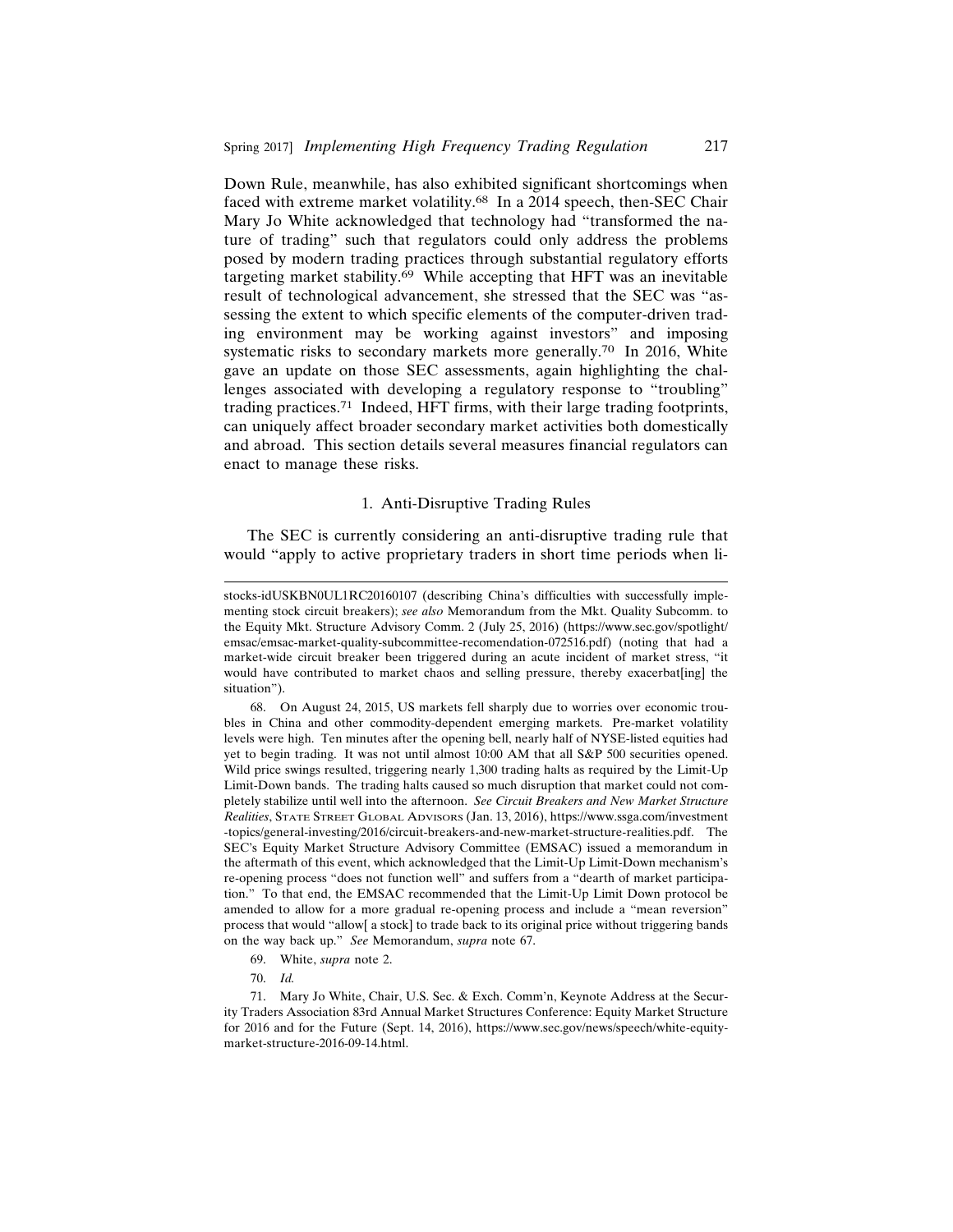Down Rule, meanwhile, has also exhibited significant shortcomings when faced with extreme market volatility.[68] In a 2014 speech, then-SEC Chair Mary Jo White acknowledged that technology had "transformed the nature of trading" such that regulators could only address the problems posed by modern trading practices through substantial regulatory efforts targeting market stability.[69] While accepting that HFT was an inevitable result of technological advancement, she stressed that the SEC was "assessing the extent to which specific elements of the computer-driven trading environment may be working against investors" and imposing systematic risks to secondary markets more generally.[70] In 2016, White gave an update on those SEC assessments, again highlighting the challenges associated with developing a regulatory response to "troubling" trading practices.[71] Indeed, HFT firms, with their large trading footprints, can uniquely affect broader secondary market activities both domestically and abroad. This section details several measures financial regulators can enact to manage these risks.

### 1. Anti-Disruptive Trading Rules

The SEC is currently considering an anti-disruptive trading rule that would "apply to active proprietary traders in short time periods when li-

---

stocks-idUSKBN0UL1RC20160107 (describing China's difficulties with successfully implementing stock circuit breakers); *see also* Memorandum from the Mkt. Quality Subcomm. to the Equity Mkt. Structure Advisory Comm. 2 (July 25, 2016) (https://www.sec.gov/spotlight/emsac/emsac-market-quality-subcommittee-recomendation-072516.pdf) (noting that had a market-wide circuit breaker been triggered during an acute incident of market stress, "it would have contributed to market chaos and selling pressure, thereby exacerbat[ing] the situation").

68. On August 24, 2015, US markets fell sharply due to worries over economic troubles in China and other commodity-dependent emerging markets. Pre-market volatility levels were high. Ten minutes after the opening bell, nearly half of NYSE-listed equities had yet to begin trading. It was not until almost 10:00 AM that all S&P 500 securities opened. Wild price swings resulted, triggering nearly 1,300 trading halts as required by the Limit-Up Limit-Down bands. The trading halts caused so much disruption that market could not completely stabilize until well into the afternoon. *See Circuit Breakers and New Market Structure Realities*, State Street Global Advisors (Jan. 13, 2016), https://www.ssga.com/investment-topics/general-investing/2016/circuit-breakers-and-new-market-structure-realities.pdf. The SEC's Equity Market Structure Advisory Committee (EMSAC) issued a memorandum in the aftermath of this event, which acknowledged that the Limit-Up Limit-Down mechanism's re-opening process "does not function well" and suffers from a "dearth of market participation." To that end, the EMSAC recommended that the Limit-Up Limit Down protocol be amended to allow for a more gradual re-opening process and include a "mean reversion" process that would "allow[ a stock] to trade back to its original price without triggering bands on the way back up." *See* Memorandum, *supra* note 67.

69. White, *supra* note 2.

70. *Id.*

71. Mary Jo White, Chair, U.S. Sec. & Exch. Comm'n, Keynote Address at the Security Traders Association 83rd Annual Market Structures Conference: Equity Market Structure for 2016 and for the Future (Sept. 14, 2016), https://www.sec.gov/news/speech/white-equity-market-structure-2016-09-14.html.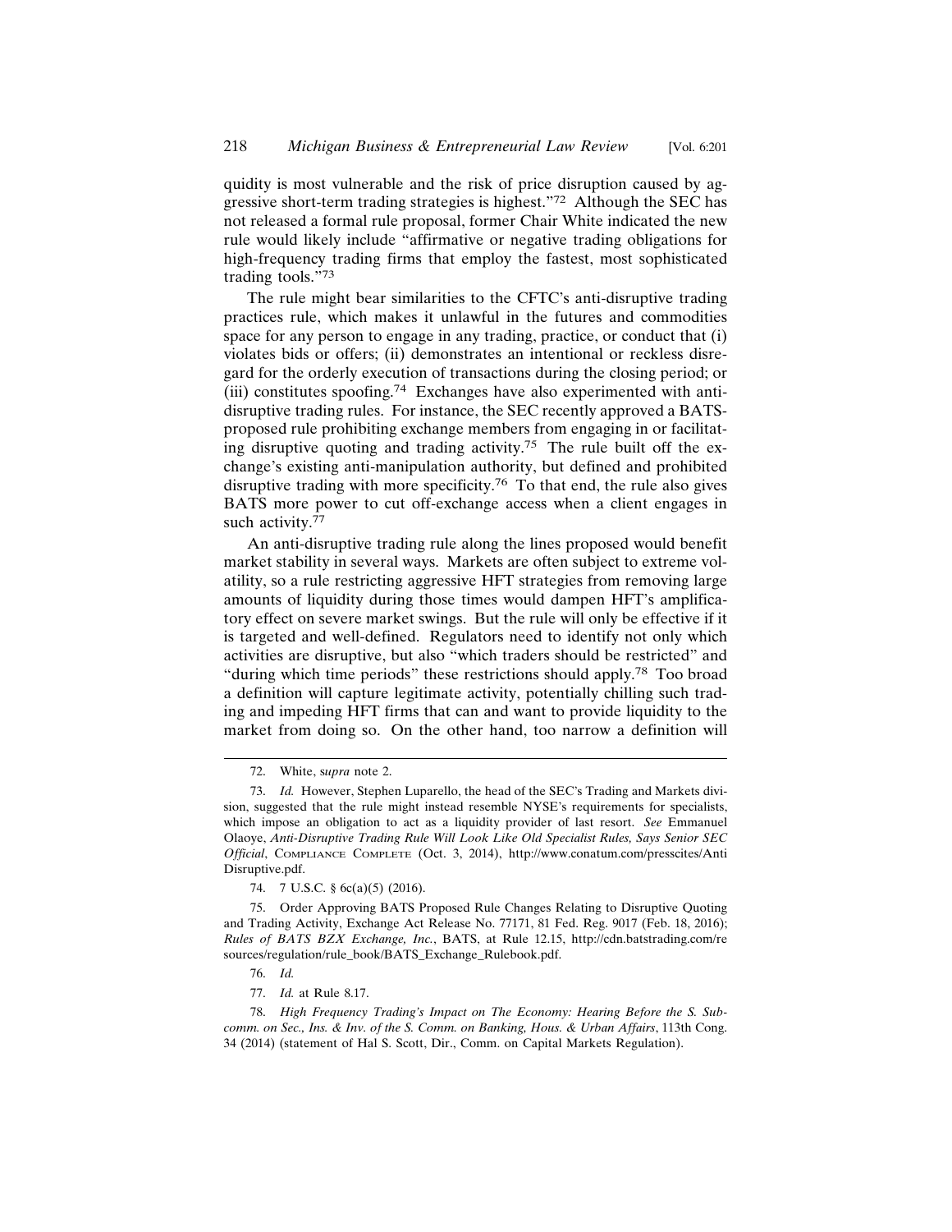quidity is most vulnerable and the risk of price disruption caused by aggressive short-term trading strategies is highest."[72] Although the SEC has not released a formal rule proposal, former Chair White indicated the new rule would likely include "affirmative or negative trading obligations for high-frequency trading firms that employ the fastest, most sophisticated trading tools."[73]

The rule might bear similarities to the CFTC's anti-disruptive trading practices rule, which makes it unlawful in the futures and commodities space for any person to engage in any trading, practice, or conduct that (i) violates bids or offers; (ii) demonstrates an intentional or reckless disregard for the orderly execution of transactions during the closing period; or (iii) constitutes spoofing.[74] Exchanges have also experimented with anti-disruptive trading rules. For instance, the SEC recently approved a BATS-proposed rule prohibiting exchange members from engaging in or facilitating disruptive quoting and trading activity.[75] The rule built off the exchange's existing anti-manipulation authority, but defined and prohibited disruptive trading with more specificity.[76] To that end, the rule also gives BATS more power to cut off-exchange access when a client engages in such activity.[77]

An anti-disruptive trading rule along the lines proposed would benefit market stability in several ways. Markets are often subject to extreme volatility, so a rule restricting aggressive HFT strategies from removing large amounts of liquidity during those times would dampen HFT's amplificatory effect on severe market swings. But the rule will only be effective if it is targeted and well-defined. Regulators need to identify not only which activities are disruptive, but also "which traders should be restricted" and "during which time periods" these restrictions should apply.[78] Too broad a definition will capture legitimate activity, potentially chilling such trading and impeding HFT firms that can and want to provide liquidity to the market from doing so. On the other hand, too narrow a definition will

---

72. White, *supra* note 2.

73. *Id.* However, Stephen Luparello, the head of the SEC's Trading and Markets division, suggested that the rule might instead resemble NYSE's requirements for specialists, which impose an obligation to act as a liquidity provider of last resort. *See* Emmanuel Olaoye, *Anti-Disruptive Trading Rule Will Look Like Old Specialist Rules, Says Senior SEC Official*, COMPLIANCE COMPLETE (Oct. 3, 2014), http://www.conatum.com/presscites/AntiDisruptive.pdf.

74. 7 U.S.C. § 6c(a)(5) (2016).

75. Order Approving BATS Proposed Rule Changes Relating to Disruptive Quoting and Trading Activity, Exchange Act Release No. 77171, 81 Fed. Reg. 9017 (Feb. 18, 2016); *Rules of BATS BZX Exchange, Inc.*, BATS, at Rule 12.15, http://cdn.batstrading.com/resources/regulation/rule_book/BATS_Exchange_Rulebook.pdf.

76. *Id.*

77. *Id.* at Rule 8.17.

78. *High Frequency Trading's Impact on The Economy: Hearing Before the S. Subcomm. on Sec., Ins. & Inv. of the S. Comm. on Banking, Hous. & Urban Affairs*, 113th Cong. 34 (2014) (statement of Hal S. Scott, Dir., Comm. on Capital Markets Regulation).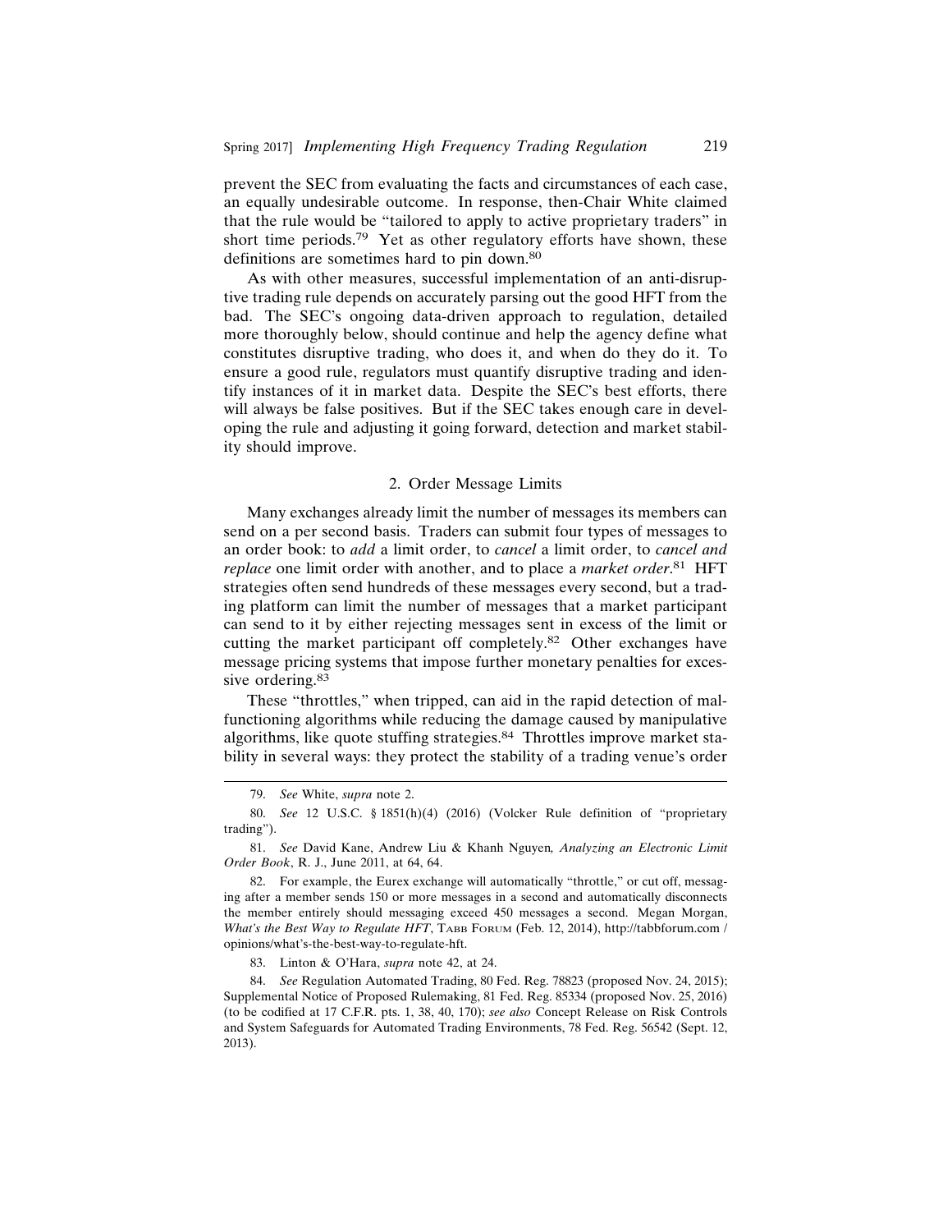prevent the SEC from evaluating the facts and circumstances of each case, an equally undesirable outcome. In response, then-Chair White claimed that the rule would be "tailored to apply to active proprietary traders" in short time periods.[79] Yet as other regulatory efforts have shown, these definitions are sometimes hard to pin down.[80]

As with other measures, successful implementation of an anti-disruptive trading rule depends on accurately parsing out the good HFT from the bad. The SEC's ongoing data-driven approach to regulation, detailed more thoroughly below, should continue and help the agency define what constitutes disruptive trading, who does it, and when do they do it. To ensure a good rule, regulators must quantify disruptive trading and identify instances of it in market data. Despite the SEC's best efforts, there will always be false positives. But if the SEC takes enough care in developing the rule and adjusting it going forward, detection and market stability should improve.

### 2. Order Message Limits

Many exchanges already limit the number of messages its members can send on a per second basis. Traders can submit four types of messages to an order book: to *add* a limit order, to *cancel* a limit order, to *cancel and replace* one limit order with another, and to place a *market order*.[81] HFT strategies often send hundreds of these messages every second, but a trading platform can limit the number of messages that a market participant can send to it by either rejecting messages sent in excess of the limit or cutting the market participant off completely.[82] Other exchanges have message pricing systems that impose further monetary penalties for excessive ordering.[83]

These "throttles," when tripped, can aid in the rapid detection of malfunctioning algorithms while reducing the damage caused by manipulative algorithms, like quote stuffing strategies.[84] Throttles improve market stability in several ways: they protect the stability of a trading venue's order

---

79. *See* White, *supra* note 2.

80. *See* 12 U.S.C. § 1851(h)(4) (2016) (Volcker Rule definition of "proprietary trading").

81. *See* David Kane, Andrew Liu & Khanh Nguyen*, Analyzing an Electronic Limit Order Book*, R. J., June 2011, at 64, 64.

82. For example, the Eurex exchange will automatically "throttle," or cut off, messaging after a member sends 150 or more messages in a second and automatically disconnects the member entirely should messaging exceed 450 messages a second. Megan Morgan, *What's the Best Way to Regulate HFT*, TABB FORUM (Feb. 12, 2014), http://tabbforum.com / opinions/what's-the-best-way-to-regulate-hft.

83. Linton & O'Hara, *supra* note 42, at 24.

84. *See* Regulation Automated Trading, 80 Fed. Reg. 78823 (proposed Nov. 24, 2015); Supplemental Notice of Proposed Rulemaking, 81 Fed. Reg. 85334 (proposed Nov. 25, 2016) (to be codified at 17 C.F.R. pts. 1, 38, 40, 170); *see also* Concept Release on Risk Controls and System Safeguards for Automated Trading Environments, 78 Fed. Reg. 56542 (Sept. 12, 2013).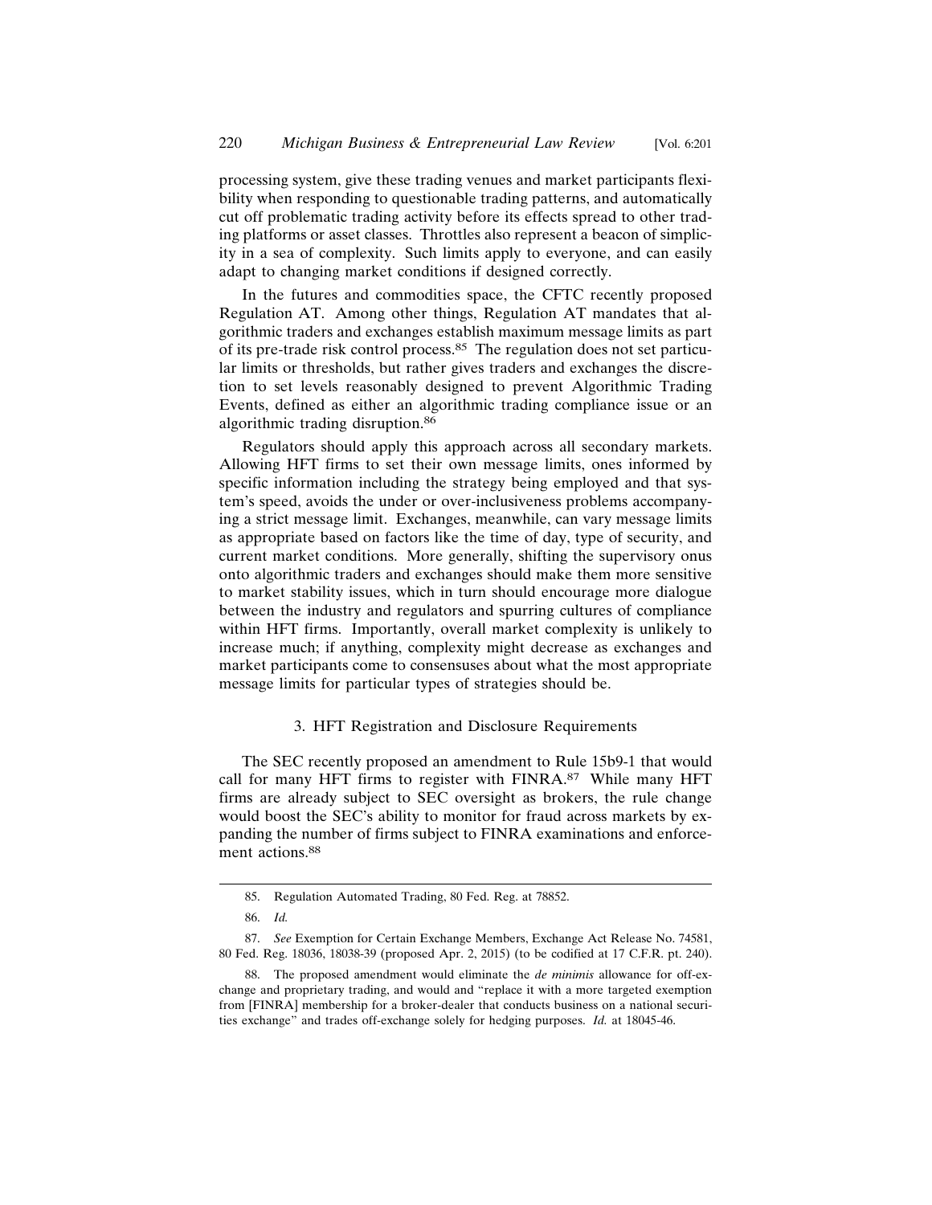processing system, give these trading venues and market participants flexibility when responding to questionable trading patterns, and automatically cut off problematic trading activity before its effects spread to other trading platforms or asset classes. Throttles also represent a beacon of simplicity in a sea of complexity. Such limits apply to everyone, and can easily adapt to changing market conditions if designed correctly.

In the futures and commodities space, the CFTC recently proposed Regulation AT. Among other things, Regulation AT mandates that algorithmic traders and exchanges establish maximum message limits as part of its pre-trade risk control process.[85] The regulation does not set particular limits or thresholds, but rather gives traders and exchanges the discretion to set levels reasonably designed to prevent Algorithmic Trading Events, defined as either an algorithmic trading compliance issue or an algorithmic trading disruption.[86]

Regulators should apply this approach across all secondary markets. Allowing HFT firms to set their own message limits, ones informed by specific information including the strategy being employed and that system's speed, avoids the under or over-inclusiveness problems accompanying a strict message limit. Exchanges, meanwhile, can vary message limits as appropriate based on factors like the time of day, type of security, and current market conditions. More generally, shifting the supervisory onus onto algorithmic traders and exchanges should make them more sensitive to market stability issues, which in turn should encourage more dialogue between the industry and regulators and spurring cultures of compliance within HFT firms. Importantly, overall market complexity is unlikely to increase much; if anything, complexity might decrease as exchanges and market participants come to consensuses about what the most appropriate message limits for particular types of strategies should be.

### 3. HFT Registration and Disclosure Requirements

The SEC recently proposed an amendment to Rule 15b9-1 that would call for many HFT firms to register with FINRA.[87] While many HFT firms are already subject to SEC oversight as brokers, the rule change would boost the SEC's ability to monitor for fraud across markets by expanding the number of firms subject to FINRA examinations and enforcement actions.[88]

---

85. Regulation Automated Trading, 80 Fed. Reg. at 78852.

86. *Id.*

87. *See* Exemption for Certain Exchange Members, Exchange Act Release No. 74581, 80 Fed. Reg. 18036, 18038-39 (proposed Apr. 2, 2015) (to be codified at 17 C.F.R. pt. 240).

88. The proposed amendment would eliminate the *de minimis* allowance for off-exchange and proprietary trading, and would and "replace it with a more targeted exemption from [FINRA] membership for a broker-dealer that conducts business on a national securities exchange" and trades off-exchange solely for hedging purposes. *Id.* at 18045-46.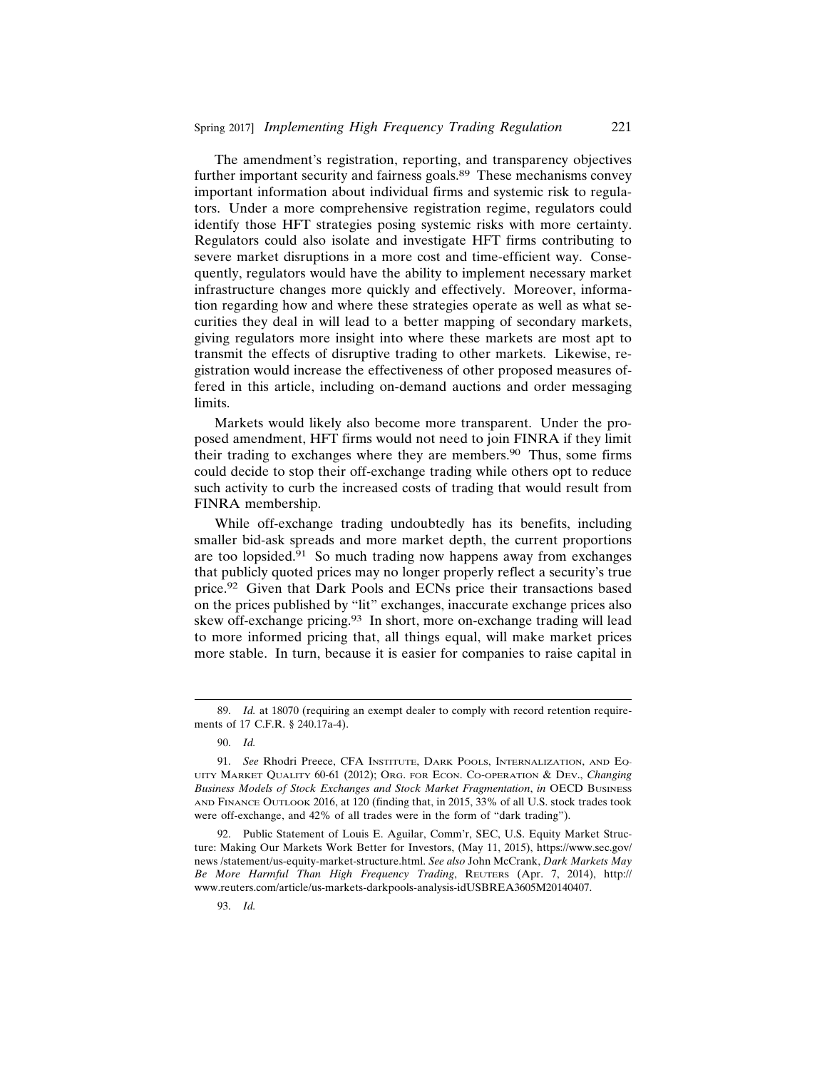The amendment's registration, reporting, and transparency objectives further important security and fairness goals.[89] These mechanisms convey important information about individual firms and systemic risk to regulators. Under a more comprehensive registration regime, regulators could identify those HFT strategies posing systemic risks with more certainty. Regulators could also isolate and investigate HFT firms contributing to severe market disruptions in a more cost and time-efficient way. Consequently, regulators would have the ability to implement necessary market infrastructure changes more quickly and effectively. Moreover, information regarding how and where these strategies operate as well as what securities they deal in will lead to a better mapping of secondary markets, giving regulators more insight into where these markets are most apt to transmit the effects of disruptive trading to other markets. Likewise, registration would increase the effectiveness of other proposed measures offered in this article, including on-demand auctions and order messaging limits.

Markets would likely also become more transparent. Under the proposed amendment, HFT firms would not need to join FINRA if they limit their trading to exchanges where they are members.[90] Thus, some firms could decide to stop their off-exchange trading while others opt to reduce such activity to curb the increased costs of trading that would result from FINRA membership.

While off-exchange trading undoubtedly has its benefits, including smaller bid-ask spreads and more market depth, the current proportions are too lopsided.[91] So much trading now happens away from exchanges that publicly quoted prices may no longer properly reflect a security's true price.[92] Given that Dark Pools and ECNs price their transactions based on the prices published by "lit" exchanges, inaccurate exchange prices also skew off-exchange pricing.[93] In short, more on-exchange trading will lead to more informed pricing that, all things equal, will make market prices more stable. In turn, because it is easier for companies to raise capital in

---

89. *Id.* at 18070 (requiring an exempt dealer to comply with record retention requirements of 17 C.F.R. § 240.17a-4).

90. *Id.*

91. *See* Rhodri Preece, CFA Institute, Dark Pools, Internalization, and Equity Market Quality 60-61 (2012); Org. for Econ. Co-operation & Dev., *Changing Business Models of Stock Exchanges and Stock Market Fragmentation*, *in* OECD Business and Finance Outlook 2016, at 120 (finding that, in 2015, 33% of all U.S. stock trades took were off-exchange, and 42% of all trades were in the form of "dark trading").

92. Public Statement of Louis E. Aguilar, Comm'r, SEC, U.S. Equity Market Structure: Making Our Markets Work Better for Investors, (May 11, 2015), https://www.sec.gov/news /statement/us-equity-market-structure.html. *See also* John McCrank, *Dark Markets May Be More Harmful Than High Frequency Trading*, Reuters (Apr. 7, 2014), http://www.reuters.com/article/us-markets-darkpools-analysis-idUSBREA3605M20140407.

93. *Id.*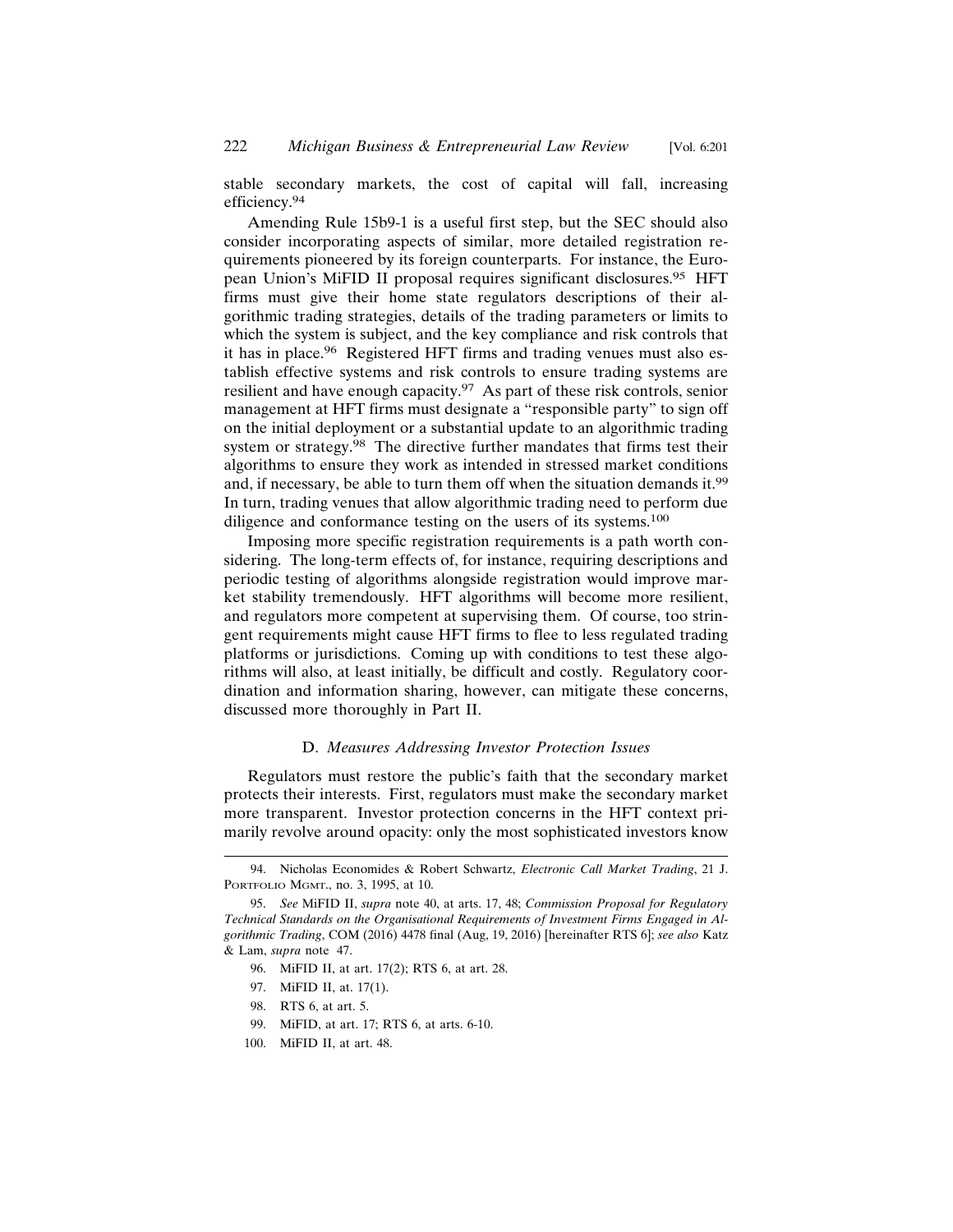stable secondary markets, the cost of capital will fall, increasing efficiency.[94]

Amending Rule 15b9-1 is a useful first step, but the SEC should also consider incorporating aspects of similar, more detailed registration requirements pioneered by its foreign counterparts. For instance, the European Union's MiFID II proposal requires significant disclosures.[95] HFT firms must give their home state regulators descriptions of their algorithmic trading strategies, details of the trading parameters or limits to which the system is subject, and the key compliance and risk controls that it has in place.[96] Registered HFT firms and trading venues must also establish effective systems and risk controls to ensure trading systems are resilient and have enough capacity.[97] As part of these risk controls, senior management at HFT firms must designate a "responsible party" to sign off on the initial deployment or a substantial update to an algorithmic trading system or strategy.[98] The directive further mandates that firms test their algorithms to ensure they work as intended in stressed market conditions and, if necessary, be able to turn them off when the situation demands it.[99] In turn, trading venues that allow algorithmic trading need to perform due diligence and conformance testing on the users of its systems.[100]

Imposing more specific registration requirements is a path worth considering. The long-term effects of, for instance, requiring descriptions and periodic testing of algorithms alongside registration would improve market stability tremendously. HFT algorithms will become more resilient, and regulators more competent at supervising them. Of course, too stringent requirements might cause HFT firms to flee to less regulated trading platforms or jurisdictions. Coming up with conditions to test these algorithms will also, at least initially, be difficult and costly. Regulatory coordination and information sharing, however, can mitigate these concerns, discussed more thoroughly in Part II.

### D. *Measures Addressing Investor Protection Issues*

Regulators must restore the public's faith that the secondary market protects their interests. First, regulators must make the secondary market more transparent. Investor protection concerns in the HFT context primarily revolve around opacity: only the most sophisticated investors know

---

94. Nicholas Economides & Robert Schwartz, *Electronic Call Market Trading*, 21 J. PORTFOLIO MGMT., no. 3, 1995, at 10.

95. *See* MiFID II, *supra* note 40, at arts. 17, 48; *Commission Proposal for Regulatory Technical Standards on the Organisational Requirements of Investment Firms Engaged in Algorithmic Trading*, COM (2016) 4478 final (Aug, 19, 2016) [hereinafter RTS 6]; *see also* Katz & Lam, *supra* note 47.

96. MiFID II, at art. 17(2); RTS 6, at art. 28.

97. MiFID II, at. 17(1).

98. RTS 6, at art. 5.

99. MiFID, at art. 17; RTS 6, at arts. 6-10.

100. MiFID II, at art. 48.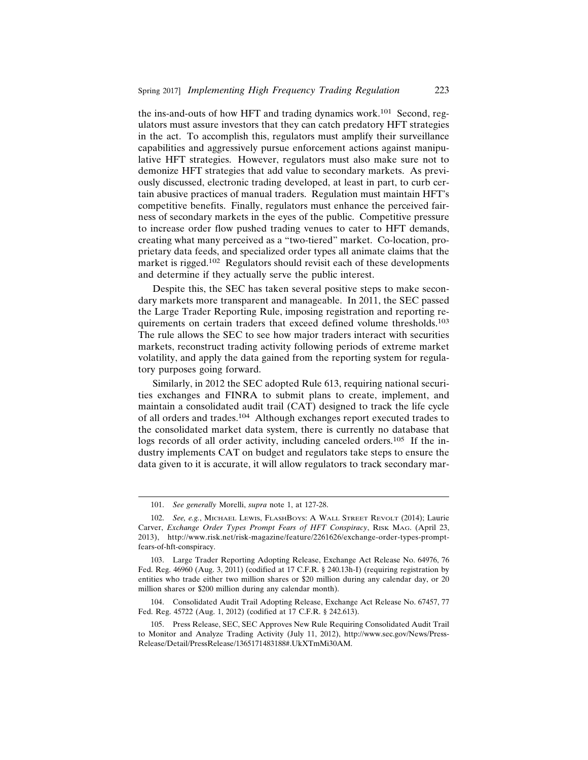the ins-and-outs of how HFT and trading dynamics work.[101] Second, regulators must assure investors that they can catch predatory HFT strategies in the act. To accomplish this, regulators must amplify their surveillance capabilities and aggressively pursue enforcement actions against manipulative HFT strategies. However, regulators must also make sure not to demonize HFT strategies that add value to secondary markets. As previously discussed, electronic trading developed, at least in part, to curb certain abusive practices of manual traders. Regulation must maintain HFT's competitive benefits. Finally, regulators must enhance the perceived fairness of secondary markets in the eyes of the public. Competitive pressure to increase order flow pushed trading venues to cater to HFT demands, creating what many perceived as a "two-tiered" market. Co-location, proprietary data feeds, and specialized order types all animate claims that the market is rigged.[102] Regulators should revisit each of these developments and determine if they actually serve the public interest.

Despite this, the SEC has taken several positive steps to make secondary markets more transparent and manageable. In 2011, the SEC passed the Large Trader Reporting Rule, imposing registration and reporting requirements on certain traders that exceed defined volume thresholds.[103] The rule allows the SEC to see how major traders interact with securities markets, reconstruct trading activity following periods of extreme market volatility, and apply the data gained from the reporting system for regulatory purposes going forward.

Similarly, in 2012 the SEC adopted Rule 613, requiring national securities exchanges and FINRA to submit plans to create, implement, and maintain a consolidated audit trail (CAT) designed to track the life cycle of all orders and trades.[104] Although exchanges report executed trades to the consolidated market data system, there is currently no database that logs records of all order activity, including canceled orders.[105] If the industry implements CAT on budget and regulators take steps to ensure the data given to it is accurate, it will allow regulators to track secondary mar-

---

101. *See generally* Morelli, *supra* note 1, at 127-28.

102. *See, e.g.*, Michael Lewis, Flash Boys: A Wall Street Revolt (2014); Laurie Carver, *Exchange Order Types Prompt Fears of HFT Conspiracy*, Risk Mag. (April 23, 2013), http://www.risk.net/risk-magazine/feature/2261626/exchange-order-types-prompt-fears-of-hft-conspiracy.

103. Large Trader Reporting Adopting Release, Exchange Act Release No. 64976, 76 Fed. Reg. 46960 (Aug. 3, 2011) (codified at 17 C.F.R. § 240.13h-I) (requiring registration by entities who trade either two million shares or $20 million during any calendar day, or 20 million shares or $200 million during any calendar month).

104. Consolidated Audit Trail Adopting Release, Exchange Act Release No. 67457, 77 Fed. Reg. 45722 (Aug. 1, 2012) (codified at 17 C.F.R. § 242.613).

105. Press Release, SEC, SEC Approves New Rule Requiring Consolidated Audit Trail to Monitor and Analyze Trading Activity (July 11, 2012), http://www.sec.gov/News/PressRelease/Detail/PressRelease/1365171483188#.UkXTmMi30AM.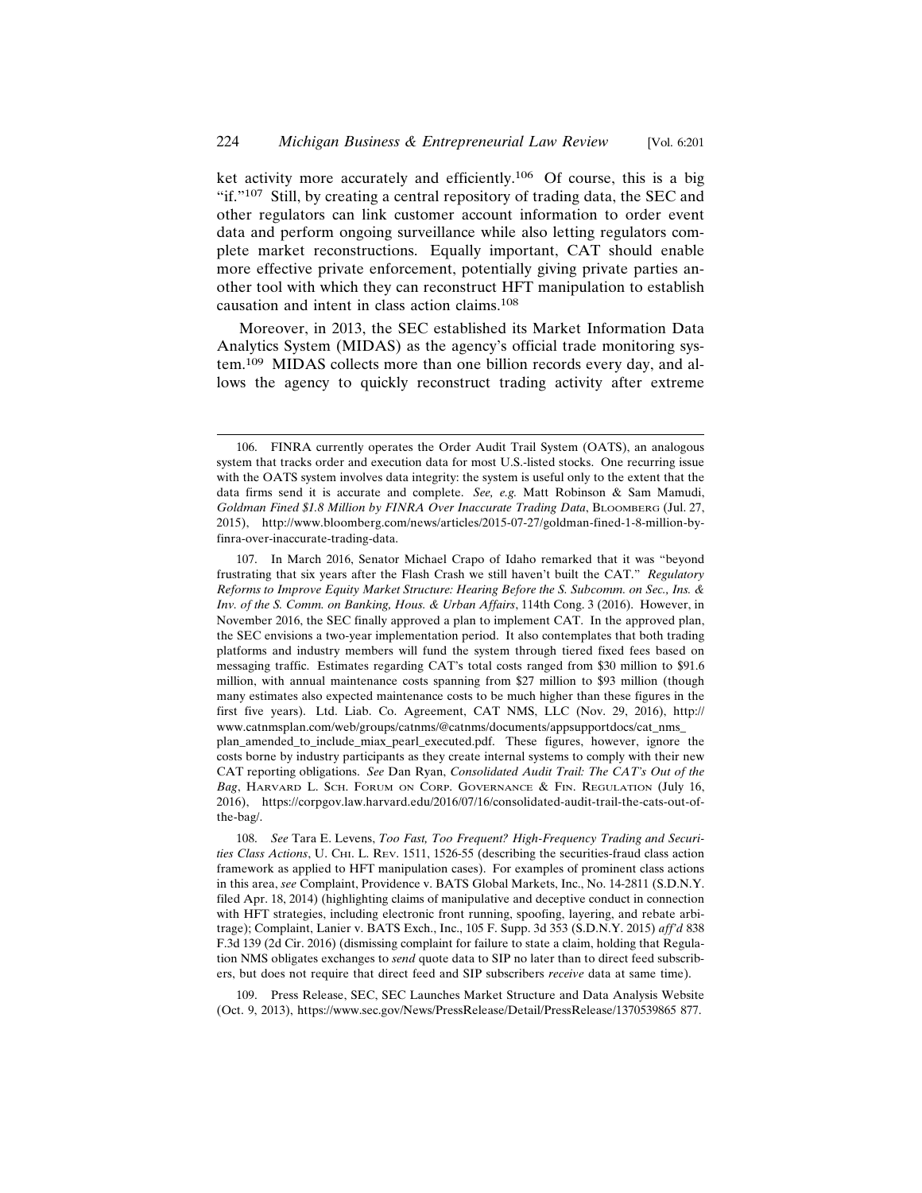ket activity more accurately and efficiently.[106] Of course, this is a big "if."[107] Still, by creating a central repository of trading data, the SEC and other regulators can link customer account information to order event data and perform ongoing surveillance while also letting regulators complete market reconstructions. Equally important, CAT should enable more effective private enforcement, potentially giving private parties another tool with which they can reconstruct HFT manipulation to establish causation and intent in class action claims.[108]

Moreover, in 2013, the SEC established its Market Information Data Analytics System (MIDAS) as the agency's official trade monitoring system.[109] MIDAS collects more than one billion records every day, and allows the agency to quickly reconstruct trading activity after extreme

---

106. FINRA currently operates the Order Audit Trail System (OATS), an analogous system that tracks order and execution data for most U.S.-listed stocks. One recurring issue with the OATS system involves data integrity: the system is useful only to the extent that the data firms send it is accurate and complete. *See, e.g.* Matt Robinson & Sam Mamudi, *Goldman Fined $1.8 Million by FINRA Over Inaccurate Trading Data*, Bloomberg (Jul. 27, 2015), http://www.bloomberg.com/news/articles/2015-07-27/goldman-fined-1-8-million-by-finra-over-inaccurate-trading-data.

107. In March 2016, Senator Michael Crapo of Idaho remarked that it was "beyond frustrating that six years after the Flash Crash we still haven't built the CAT." *Regulatory Reforms to Improve Equity Market Structure: Hearing Before the S. Subcomm. on Sec., Ins. & Inv. of the S. Comm. on Banking, Hous. & Urban Affairs*, 114th Cong. 3 (2016). However, in November 2016, the SEC finally approved a plan to implement CAT. In the approved plan, the SEC envisions a two-year implementation period. It also contemplates that both trading platforms and industry members will fund the system through tiered fixed fees based on messaging traffic. Estimates regarding CAT's total costs ranged from $30 million to $91.6 million, with annual maintenance costs spanning from $27 million to $93 million (though many estimates also expected maintenance costs to be much higher than these figures in the first five years). Ltd. Liab. Co. Agreement, CAT NMS, LLC (Nov. 29, 2016), http://www.catnmsplan.com/web/groups/catnms/@catnms/documents/appsupportdocs/cat_nms_plan_amended_to_include_miax_pearl_executed.pdf. These figures, however, ignore the costs borne by industry participants as they create internal systems to comply with their new CAT reporting obligations. *See* Dan Ryan, *Consolidated Audit Trail: The CAT's Out of the Bag*, Harvard L. Sch. Forum on Corp. Governance & Fin. Regulation (July 16, 2016), https://corpgov.law.harvard.edu/2016/07/16/consolidated-audit-trail-the-cats-out-of-the-bag/.

108. *See* Tara E. Levens, *Too Fast, Too Frequent? High-Frequency Trading and Securities Class Actions*, U. Chi. L. Rev. 1511, 1526-55 (describing the securities-fraud class action framework as applied to HFT manipulation cases). For examples of prominent class actions in this area, *see* Complaint, Providence v. BATS Global Markets, Inc., No. 14-2811 (S.D.N.Y. filed Apr. 18, 2014) (highlighting claims of manipulative and deceptive conduct in connection with HFT strategies, including electronic front running, spoofing, layering, and rebate arbitrage); Complaint, Lanier v. BATS Exch., Inc., 105 F. Supp. 3d 353 (S.D.N.Y. 2015) *aff'd* 838 F.3d 139 (2d Cir. 2016) (dismissing complaint for failure to state a claim, holding that Regulation NMS obligates exchanges to *send* quote data to SIP no later than to direct feed subscribers, but does not require that direct feed and SIP subscribers *receive* data at same time).

109. Press Release, SEC, SEC Launches Market Structure and Data Analysis Website (Oct. 9, 2013), https://www.sec.gov/News/PressRelease/Detail/PressRelease/1370539865 877.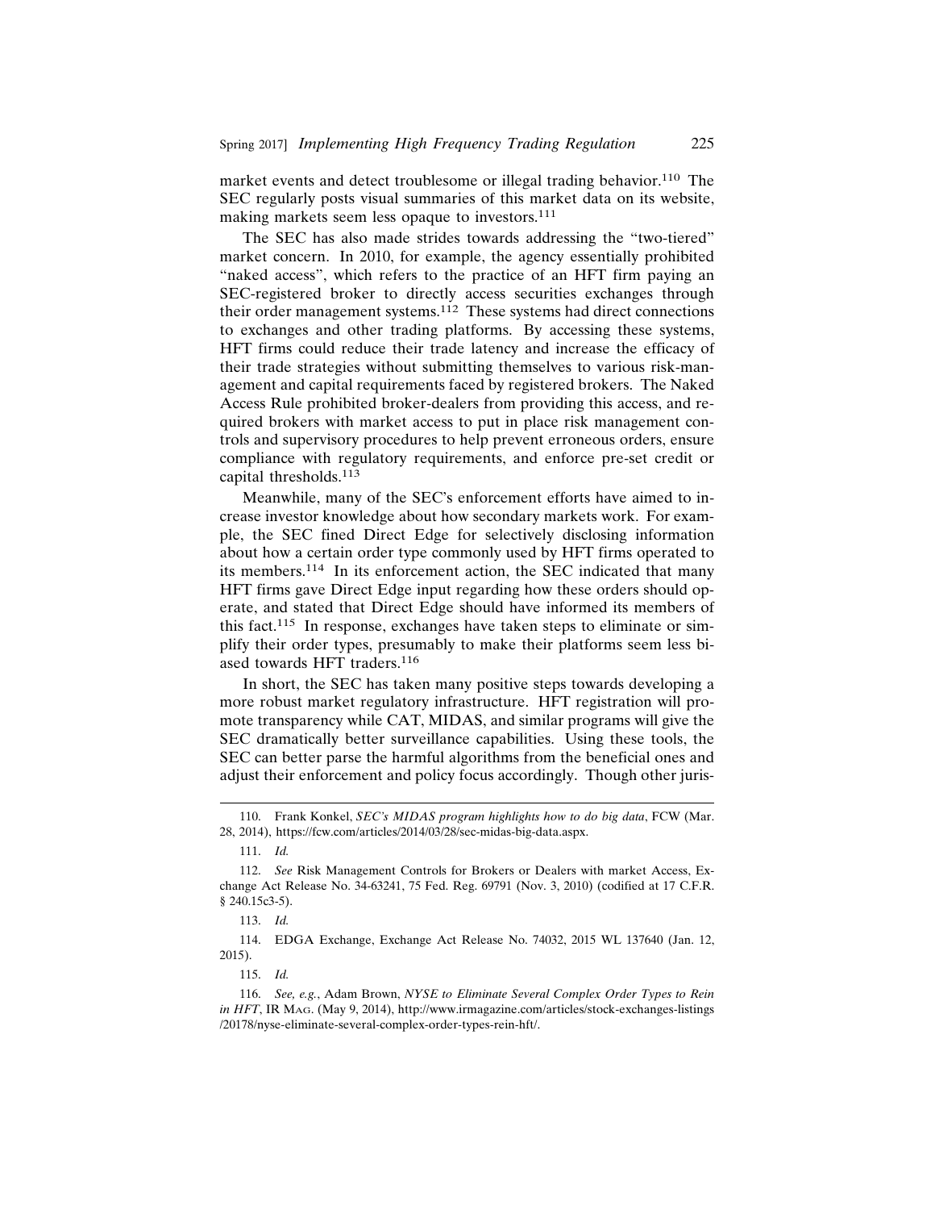market events and detect troublesome or illegal trading behavior.[110] The SEC regularly posts visual summaries of this market data on its website, making markets seem less opaque to investors.[111]

The SEC has also made strides towards addressing the "two-tiered" market concern. In 2010, for example, the agency essentially prohibited "naked access", which refers to the practice of an HFT firm paying an SEC-registered broker to directly access securities exchanges through their order management systems.[112] These systems had direct connections to exchanges and other trading platforms. By accessing these systems, HFT firms could reduce their trade latency and increase the efficacy of their trade strategies without submitting themselves to various risk-management and capital requirements faced by registered brokers. The Naked Access Rule prohibited broker-dealers from providing this access, and required brokers with market access to put in place risk management controls and supervisory procedures to help prevent erroneous orders, ensure compliance with regulatory requirements, and enforce pre-set credit or capital thresholds.[113]

Meanwhile, many of the SEC's enforcement efforts have aimed to increase investor knowledge about how secondary markets work. For example, the SEC fined Direct Edge for selectively disclosing information about how a certain order type commonly used by HFT firms operated to its members.[114] In its enforcement action, the SEC indicated that many HFT firms gave Direct Edge input regarding how these orders should operate, and stated that Direct Edge should have informed its members of this fact.[115] In response, exchanges have taken steps to eliminate or simplify their order types, presumably to make their platforms seem less biased towards HFT traders.[116]

In short, the SEC has taken many positive steps towards developing a more robust market regulatory infrastructure. HFT registration will promote transparency while CAT, MIDAS, and similar programs will give the SEC dramatically better surveillance capabilities. Using these tools, the SEC can better parse the harmful algorithms from the beneficial ones and adjust their enforcement and policy focus accordingly. Though other juris-

---

110. Frank Konkel, *SEC's MIDAS program highlights how to do big data*, FCW (Mar. 28, 2014), https://fcw.com/articles/2014/03/28/sec-midas-big-data.aspx.

111. *Id.*

112. *See* Risk Management Controls for Brokers or Dealers with market Access, Exchange Act Release No. 34-63241, 75 Fed. Reg. 69791 (Nov. 3, 2010) (codified at 17 C.F.R. § 240.15c3-5).

113. *Id.*

114. EDGA Exchange, Exchange Act Release No. 74032, 2015 WL 137640 (Jan. 12, 2015).

115. *Id.*

116. *See, e.g.*, Adam Brown, *NYSE to Eliminate Several Complex Order Types to Rein in HFT*, IR MAG. (May 9, 2014), http://www.irmagazine.com/articles/stock-exchanges-listings/20178/nyse-eliminate-several-complex-order-types-rein-hft/.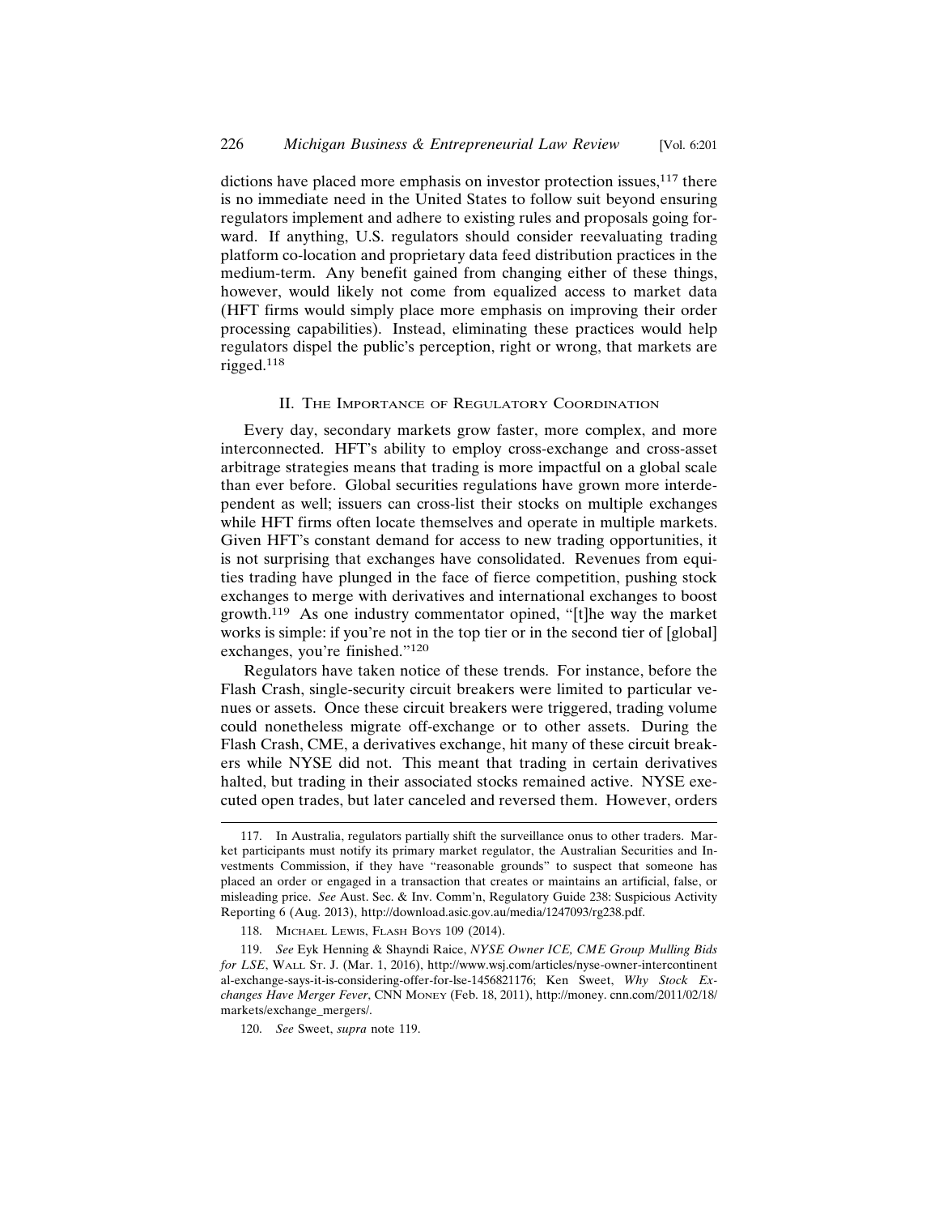dictions have placed more emphasis on investor protection issues,[117] there is no immediate need in the United States to follow suit beyond ensuring regulators implement and adhere to existing rules and proposals going forward. If anything, U.S. regulators should consider reevaluating trading platform co-location and proprietary data feed distribution practices in the medium-term. Any benefit gained from changing either of these things, however, would likely not come from equalized access to market data (HFT firms would simply place more emphasis on improving their order processing capabilities). Instead, eliminating these practices would help regulators dispel the public's perception, right or wrong, that markets are rigged.[118]

## II. The Importance of Regulatory Coordination

Every day, secondary markets grow faster, more complex, and more interconnected. HFT's ability to employ cross-exchange and cross-asset arbitrage strategies means that trading is more impactful on a global scale than ever before. Global securities regulations have grown more interdependent as well; issuers can cross-list their stocks on multiple exchanges while HFT firms often locate themselves and operate in multiple markets. Given HFT's constant demand for access to new trading opportunities, it is not surprising that exchanges have consolidated. Revenues from equities trading have plunged in the face of fierce competition, pushing stock exchanges to merge with derivatives and international exchanges to boost growth.[119] As one industry commentator opined, "[t]he way the market works is simple: if you're not in the top tier or in the second tier of [global] exchanges, you're finished."[120]

Regulators have taken notice of these trends. For instance, before the Flash Crash, single-security circuit breakers were limited to particular venues or assets. Once these circuit breakers were triggered, trading volume could nonetheless migrate off-exchange or to other assets. During the Flash Crash, CME, a derivatives exchange, hit many of these circuit breakers while NYSE did not. This meant that trading in certain derivatives halted, but trading in their associated stocks remained active. NYSE executed open trades, but later canceled and reversed them. However, orders

---

117. In Australia, regulators partially shift the surveillance onus to other traders. Market participants must notify its primary market regulator, the Australian Securities and Investments Commission, if they have "reasonable grounds" to suspect that someone has placed an order or engaged in a transaction that creates or maintains an artificial, false, or misleading price. *See* Aust. Sec. & Inv. Comm'n, Regulatory Guide 238: Suspicious Activity Reporting 6 (Aug. 2013), http://download.asic.gov.au/media/1247093/rg238.pdf.

118. Michael Lewis, Flash Boys 109 (2014).

119. *See* Eyk Henning & Shayndi Raice, *NYSE Owner ICE, CME Group Mulling Bids for LSE*, Wall St. J. (Mar. 1, 2016), http://www.wsj.com/articles/nyse-owner-intercontinental-exchange-says-it-is-considering-offer-for-lse-1456821176; Ken Sweet, *Why Stock Exchanges Have Merger Fever*, CNN Money (Feb. 18, 2011), http://money.cnn.com/2011/02/18/markets/exchange_mergers/.

120. *See* Sweet, *supra* note 119.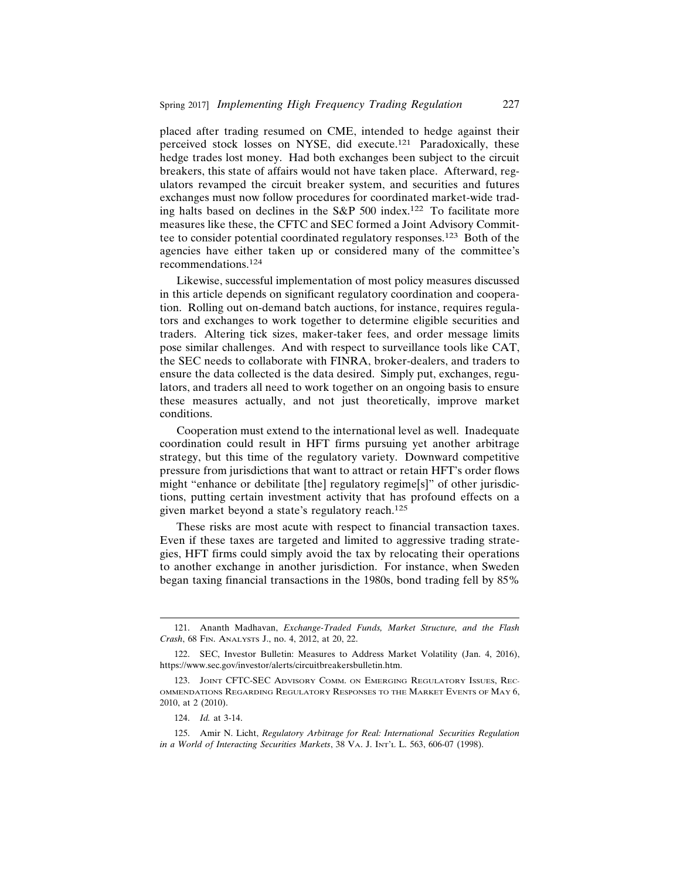placed after trading resumed on CME, intended to hedge against their perceived stock losses on NYSE, did execute.[121] Paradoxically, these hedge trades lost money. Had both exchanges been subject to the circuit breakers, this state of affairs would not have taken place. Afterward, regulators revamped the circuit breaker system, and securities and futures exchanges must now follow procedures for coordinated market-wide trading halts based on declines in the S&P 500 index.[122] To facilitate more measures like these, the CFTC and SEC formed a Joint Advisory Committee to consider potential coordinated regulatory responses.[123] Both of the agencies have either taken up or considered many of the committee's recommendations.[124]

Likewise, successful implementation of most policy measures discussed in this article depends on significant regulatory coordination and cooperation. Rolling out on-demand batch auctions, for instance, requires regulators and exchanges to work together to determine eligible securities and traders. Altering tick sizes, maker-taker fees, and order message limits pose similar challenges. And with respect to surveillance tools like CAT, the SEC needs to collaborate with FINRA, broker-dealers, and traders to ensure the data collected is the data desired. Simply put, exchanges, regulators, and traders all need to work together on an ongoing basis to ensure these measures actually, and not just theoretically, improve market conditions.

Cooperation must extend to the international level as well. Inadequate coordination could result in HFT firms pursuing yet another arbitrage strategy, but this time of the regulatory variety. Downward competitive pressure from jurisdictions that want to attract or retain HFT's order flows might "enhance or debilitate [the] regulatory regime[s]" of other jurisdictions, putting certain investment activity that has profound effects on a given market beyond a state's regulatory reach.[125]

These risks are most acute with respect to financial transaction taxes. Even if these taxes are targeted and limited to aggressive trading strategies, HFT firms could simply avoid the tax by relocating their operations to another exchange in another jurisdiction. For instance, when Sweden began taxing financial transactions in the 1980s, bond trading fell by 85%

---

121. Ananth Madhavan, *Exchange-Traded Funds, Market Structure, and the Flash Crash*, 68 FIN. ANALYSTS J., no. 4, 2012, at 20, 22.

122. SEC, Investor Bulletin: Measures to Address Market Volatility (Jan. 4, 2016), https://www.sec.gov/investor/alerts/circuitbreakersbulletin.htm.

123. JOINT CFTC-SEC ADVISORY COMM. ON EMERGING REGULATORY ISSUES, RECOMMENDATIONS REGARDING REGULATORY RESPONSES TO THE MARKET EVENTS OF MAY 6, 2010, at 2 (2010).

124. *Id.* at 3-14.

125. Amir N. Licht, *Regulatory Arbitrage for Real: International Securities Regulation in a World of Interacting Securities Markets*, 38 VA. J. INT'L L. 563, 606-07 (1998).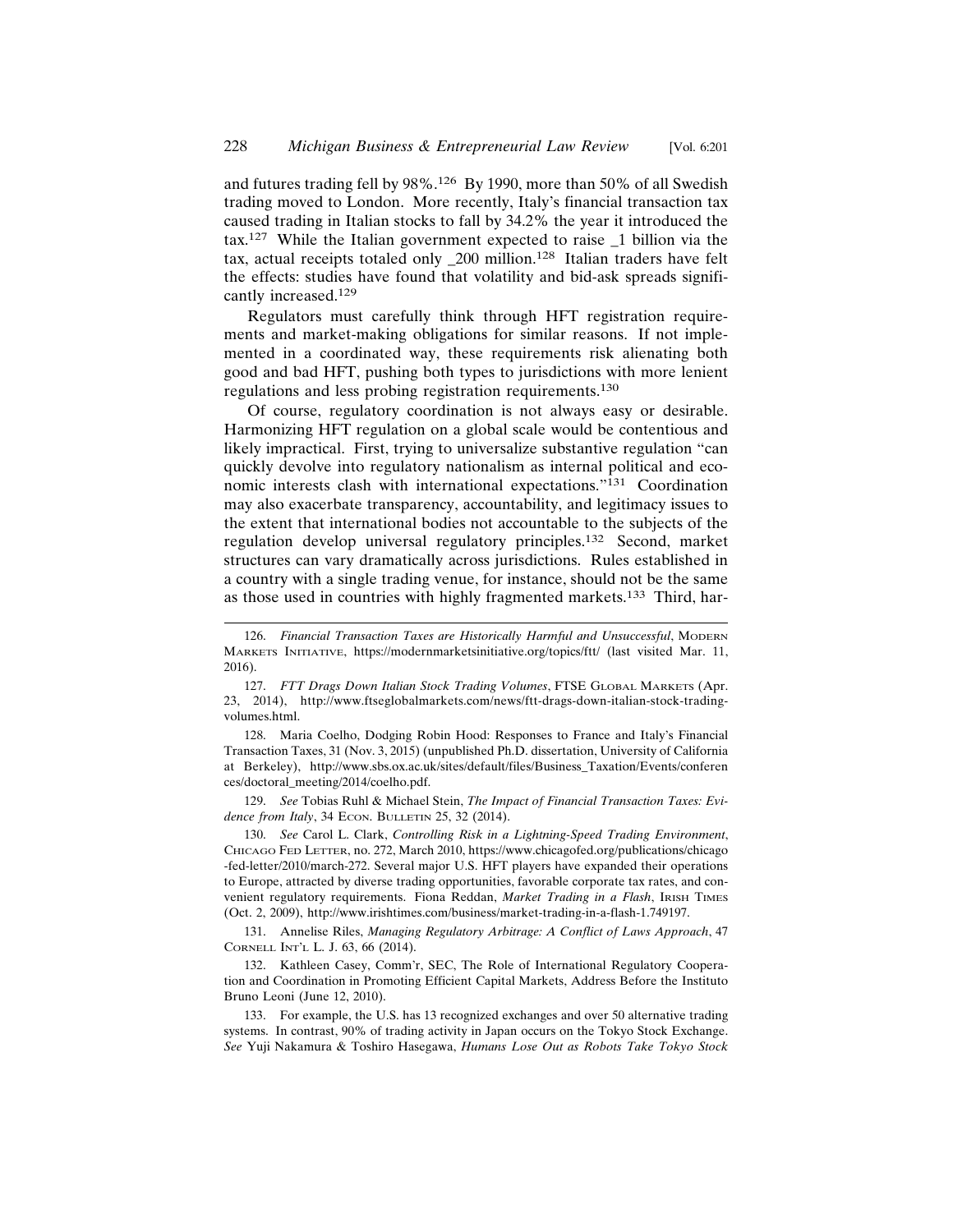and futures trading fell by 98%.[126] By 1990, more than 50% of all Swedish trading moved to London. More recently, Italy's financial transaction tax caused trading in Italian stocks to fall by 34.2% the year it introduced the tax.[127] While the Italian government expected to raise _1 billion via the tax, actual receipts totaled only _200 million.[128] Italian traders have felt the effects: studies have found that volatility and bid-ask spreads significantly increased.[129]

Regulators must carefully think through HFT registration requirements and market-making obligations for similar reasons. If not implemented in a coordinated way, these requirements risk alienating both good and bad HFT, pushing both types to jurisdictions with more lenient regulations and less probing registration requirements.[130]

Of course, regulatory coordination is not always easy or desirable. Harmonizing HFT regulation on a global scale would be contentious and likely impractical. First, trying to universalize substantive regulation "can quickly devolve into regulatory nationalism as internal political and economic interests clash with international expectations."[131] Coordination may also exacerbate transparency, accountability, and legitimacy issues to the extent that international bodies not accountable to the subjects of the regulation develop universal regulatory principles.[132] Second, market structures can vary dramatically across jurisdictions. Rules established in a country with a single trading venue, for instance, should not be the same as those used in countries with highly fragmented markets.[133] Third, har-

---

126. *Financial Transaction Taxes are Historically Harmful and Unsuccessful*, MODERN MARKETS INITIATIVE, https://modernmarketsinitiative.org/topics/ftt/ (last visited Mar. 11, 2016).

127. *FTT Drags Down Italian Stock Trading Volumes*, FTSE GLOBAL MARKETS (Apr. 23, 2014), http://www.ftseglobalmarkets.com/news/ftt-drags-down-italian-stock-trading-volumes.html.

128. Maria Coelho, Dodging Robin Hood: Responses to France and Italy's Financial Transaction Taxes, 31 (Nov. 3, 2015) (unpublished Ph.D. dissertation, University of California at Berkeley), http://www.sbs.ox.ac.uk/sites/default/files/Business_Taxation/Events/conferences/doctoral_meeting/2014/coelho.pdf.

129. *See* Tobias Ruhl & Michael Stein, *The Impact of Financial Transaction Taxes: Evidence from Italy*, 34 ECON. BULLETIN 25, 32 (2014).

130. *See* Carol L. Clark, *Controlling Risk in a Lightning-Speed Trading Environment*, CHICAGO FED LETTER, no. 272, March 2010, https://www.chicagofed.org/publications/chicago-fed-letter/2010/march-272. Several major U.S. HFT players have expanded their operations to Europe, attracted by diverse trading opportunities, favorable corporate tax rates, and convenient regulatory requirements. Fiona Reddan, *Market Trading in a Flash*, IRISH TIMES (Oct. 2, 2009), http://www.irishtimes.com/business/market-trading-in-a-flash-1.749197.

131. Annelise Riles, *Managing Regulatory Arbitrage: A Conflict of Laws Approach*, 47 CORNELL INT'L L. J. 63, 66 (2014).

132. Kathleen Casey, Comm'r, SEC, The Role of International Regulatory Cooperation and Coordination in Promoting Efficient Capital Markets, Address Before the Instituto Bruno Leoni (June 12, 2010).

133. For example, the U.S. has 13 recognized exchanges and over 50 alternative trading systems. In contrast, 90% of trading activity in Japan occurs on the Tokyo Stock Exchange. *See* Yuji Nakamura & Toshiro Hasegawa, *Humans Lose Out as Robots Take Tokyo Stock*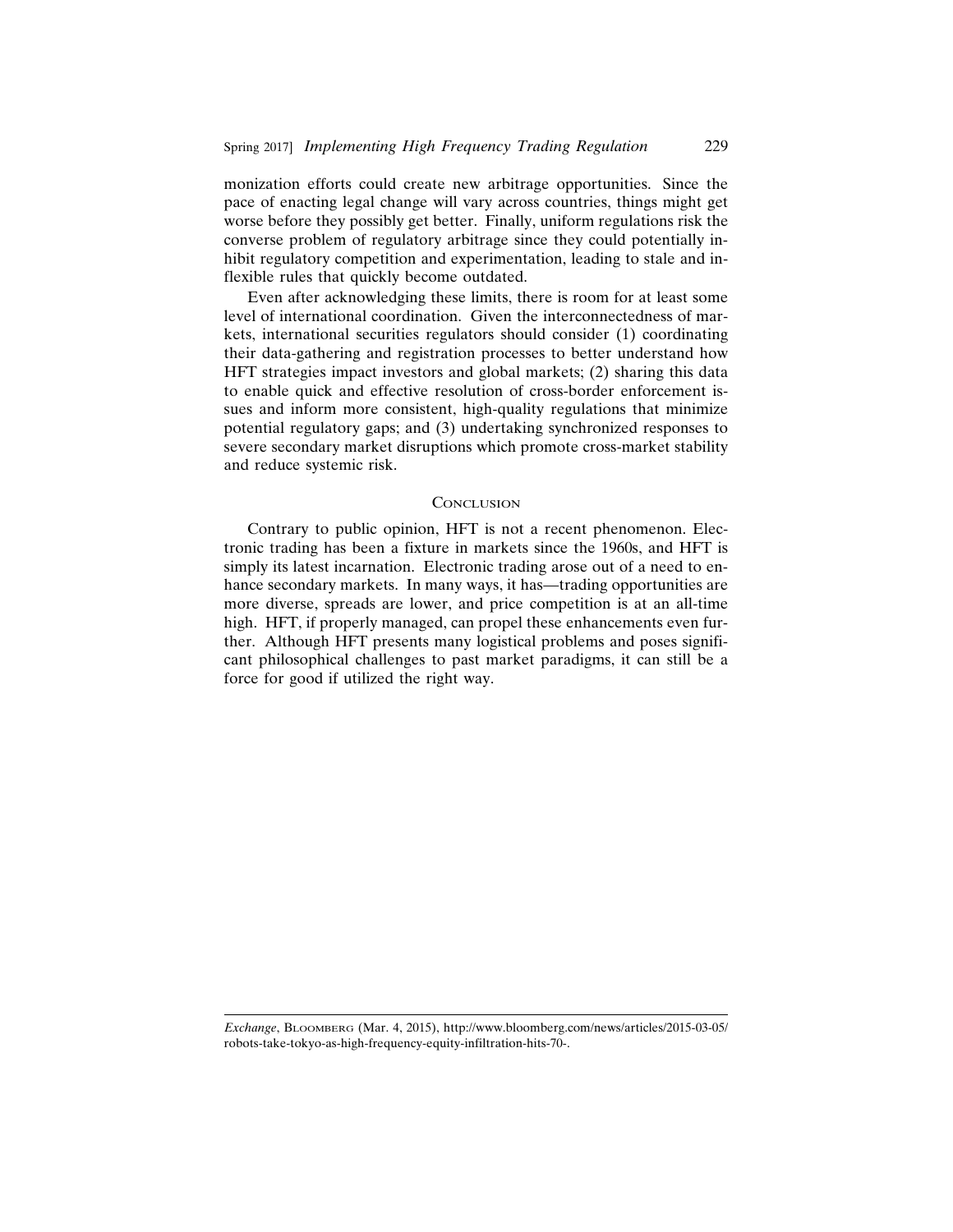monization efforts could create new arbitrage opportunities. Since the pace of enacting legal change will vary across countries, things might get worse before they possibly get better. Finally, uniform regulations risk the converse problem of regulatory arbitrage since they could potentially inhibit regulatory competition and experimentation, leading to stale and inflexible rules that quickly become outdated.

Even after acknowledging these limits, there is room for at least some level of international coordination. Given the interconnectedness of markets, international securities regulators should consider (1) coordinating their data-gathering and registration processes to better understand how HFT strategies impact investors and global markets; (2) sharing this data to enable quick and effective resolution of cross-border enforcement issues and inform more consistent, high-quality regulations that minimize potential regulatory gaps; and (3) undertaking synchronized responses to severe secondary market disruptions which promote cross-market stability and reduce systemic risk.

## Conclusion

Contrary to public opinion, HFT is not a recent phenomenon. Electronic trading has been a fixture in markets since the 1960s, and HFT is simply its latest incarnation. Electronic trading arose out of a need to enhance secondary markets. In many ways, it has—trading opportunities are more diverse, spreads are lower, and price competition is at an all-time high. HFT, if properly managed, can propel these enhancements even further. Although HFT presents many logistical problems and poses significant philosophical challenges to past market paradigms, it can still be a force for good if utilized the right way.

---

*Exchange*, Bloomberg (Mar. 4, 2015), http://www.bloomberg.com/news/articles/2015-03-05/robots-take-tokyo-as-high-frequency-equity-infiltration-hits-70-.